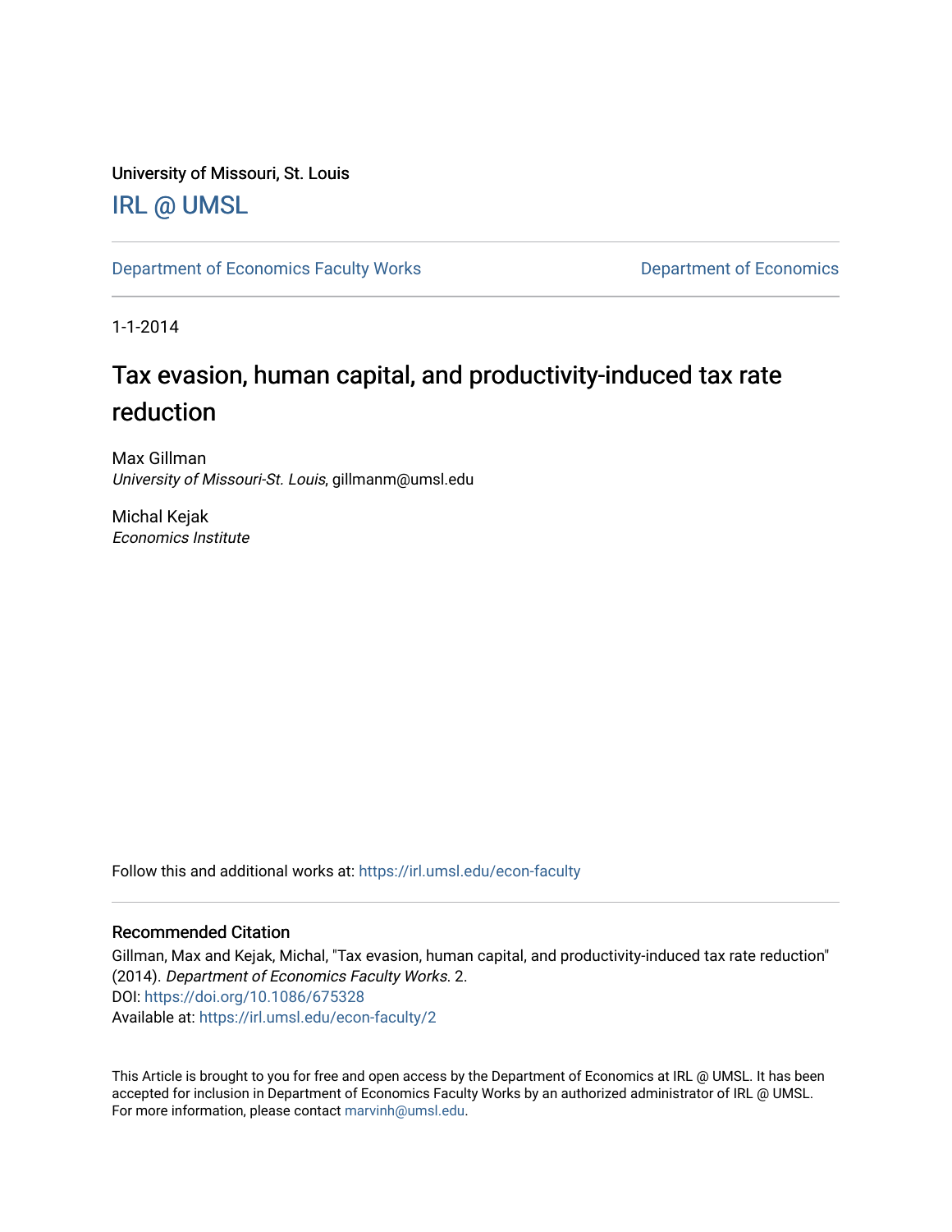University of Missouri, St. Louis

IRL @ UMSL

Department of Economics Faculty Works

Department of Economics

1-1-2014

# Tax evasion, human capital, and productivity-induced tax rate reduction

Max Gillman
*University of Missouri-St. Louis*, gillmanm@umsl.edu

Michal Kejak
*Economics Institute*

Follow this and additional works at: https://irl.umsl.edu/econ-faculty

## Recommended Citation

Gillman, Max and Kejak, Michal, "Tax evasion, human capital, and productivity-induced tax rate reduction" (2014). *Department of Economics Faculty Works*. 2.
DOI: https://doi.org/10.1086/675328
Available at: https://irl.umsl.edu/econ-faculty/2

This Article is brought to you for free and open access by the Department of Economics at IRL @ UMSL. It has been accepted for inclusion in Department of Economics Faculty Works by an authorized administrator of IRL @ UMSL. For more information, please contact marvinh@umsl.edu.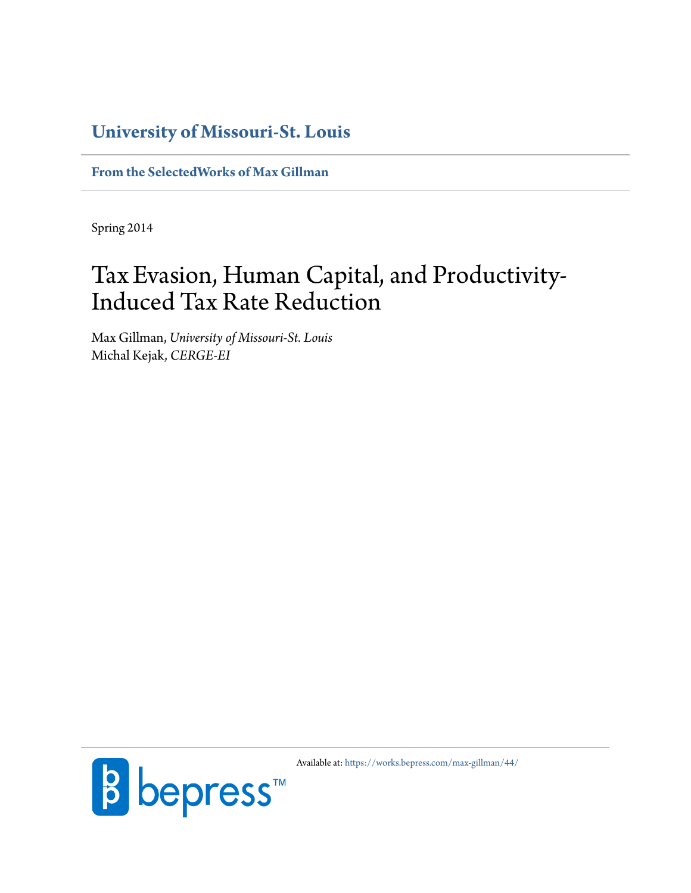# University of Missouri-St. Louis

**From the SelectedWorks of Max Gillman**

Spring 2014

# Tax Evasion, Human Capital, and Productivity-Induced Tax Rate Reduction

Max Gillman, *University of Missouri-St. Louis*
Michal Kejak, *CERGE-EI*

Available at: https://works.bepress.com/max-gillman/44/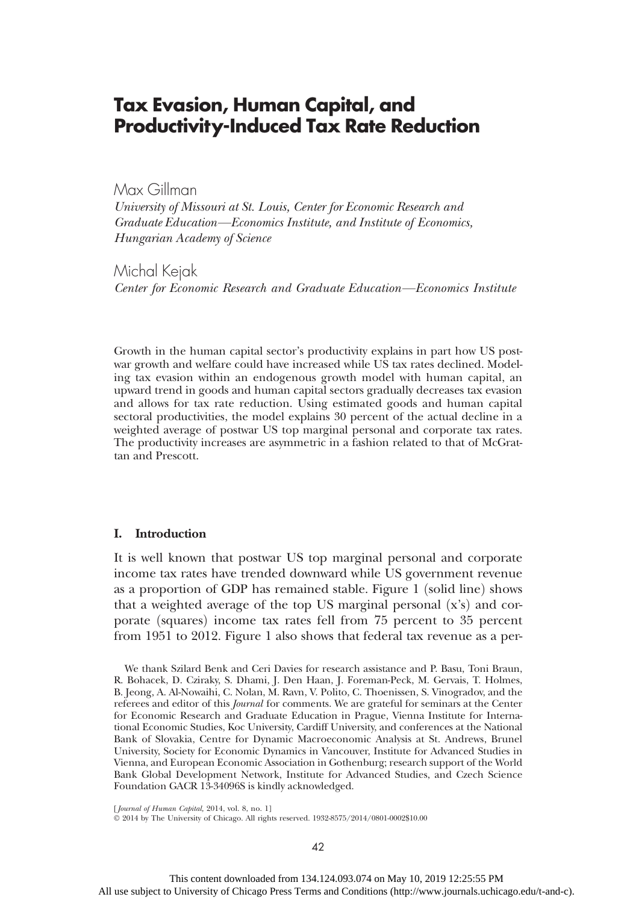# Tax Evasion, Human Capital, and Productivity-Induced Tax Rate Reduction

Max Gillman

*University of Missouri at St. Louis, Center for Economic Research and Graduate Education—Economics Institute, and Institute of Economics, Hungarian Academy of Science*

Michal Kejak

*Center for Economic Research and Graduate Education—Economics Institute*

Growth in the human capital sector's productivity explains in part how US postwar growth and welfare could have increased while US tax rates declined. Modeling tax evasion within an endogenous growth model with human capital, an upward trend in goods and human capital sectors gradually decreases tax evasion and allows for tax rate reduction. Using estimated goods and human capital sectoral productivities, the model explains 30 percent of the actual decline in a weighted average of postwar US top marginal personal and corporate tax rates. The productivity increases are asymmetric in a fashion related to that of McGrattan and Prescott.

### I. Introduction

It is well known that postwar US top marginal personal and corporate income tax rates have trended downward while US government revenue as a proportion of GDP has remained stable. Figure 1 (solid line) shows that a weighted average of the top US marginal personal (x's) and corporate (squares) income tax rates fell from 75 percent to 35 percent from 1951 to 2012. Figure 1 also shows that federal tax revenue as a per-

We thank Szilard Benk and Ceri Davies for research assistance and P. Basu, Toni Braun, R. Bohacek, D. Cziraky, S. Dhami, J. Den Haan, J. Foreman-Peck, M. Gervais, T. Holmes, B. Jeong, A. Al-Nowaihi, C. Nolan, M. Ravn, V. Polito, C. Thoenissen, S. Vinogradov, and the referees and editor of this *Journal* for comments. We are grateful for seminars at the Center for Economic Research and Graduate Education in Prague, Vienna Institute for International Economic Studies, Koc University, Cardiff University, and conferences at the National Bank of Slovakia, Centre for Dynamic Macroeconomic Analysis at St. Andrews, Brunel University, Society for Economic Dynamics in Vancouver, Institute for Advanced Studies in Vienna, and European Economic Association in Gothenburg; research support of the World Bank Global Development Network, Institute for Advanced Studies, and Czech Science Foundation GACR 13-34096S is kindly acknowledged.

[*Journal of Human Capital*, 2014, vol. 8, no. 1]
© 2014 by The University of Chicago. All rights reserved. 1932-8575/2014/0801-0002$10.00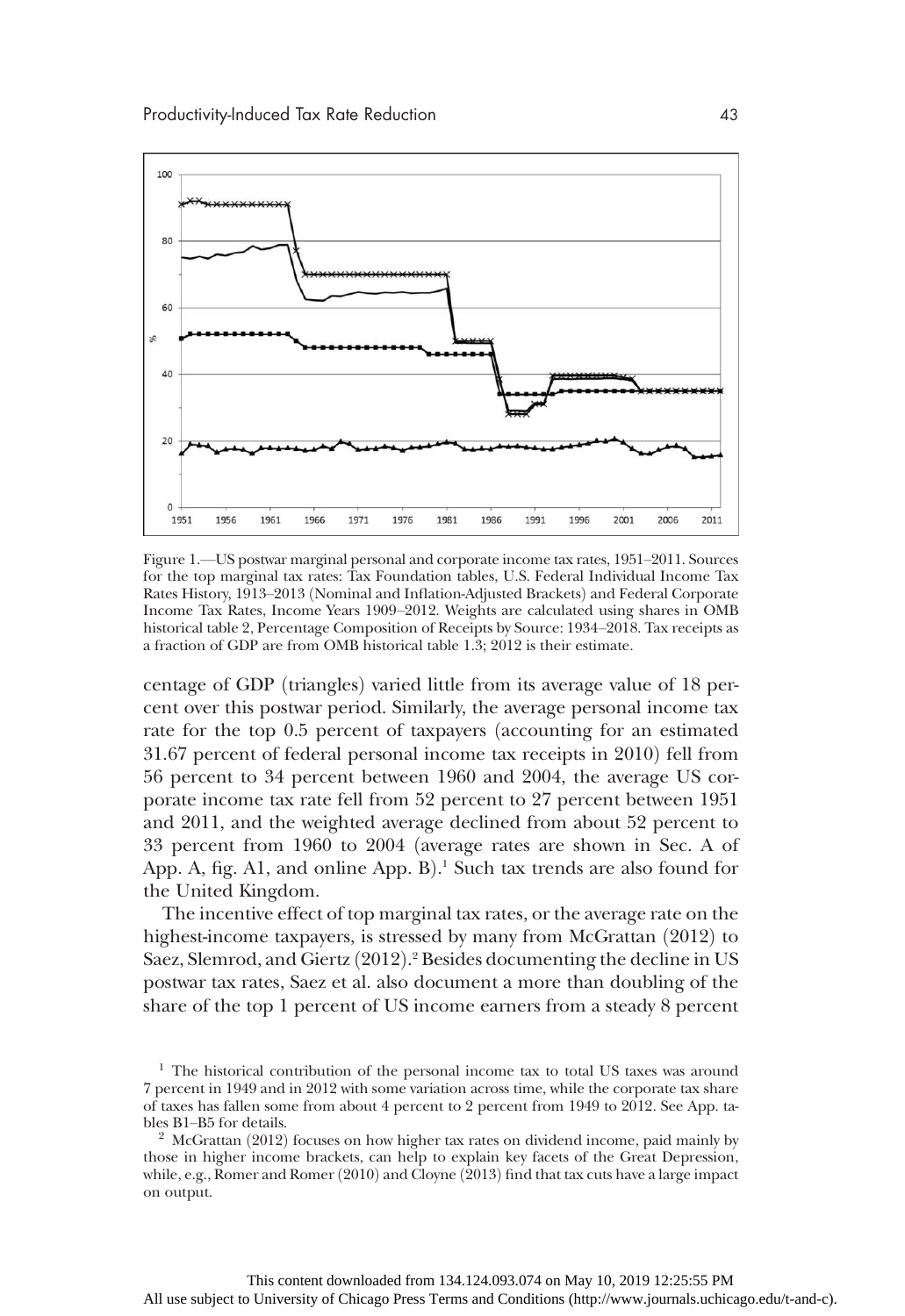Figure 1.—US postwar marginal personal and corporate income tax rates, 1951–2011. Sources for the top marginal tax rates: Tax Foundation tables, U.S. Federal Individual Income Tax Rates History, 1913–2013 (Nominal and Inflation-Adjusted Brackets) and Federal Corporate Income Tax Rates, Income Years 1909–2012. Weights are calculated using shares in OMB historical table 2, Percentage Composition of Receipts by Source: 1934–2018. Tax receipts as a fraction of GDP are from OMB historical table 1.3; 2012 is their estimate.

centage of GDP (triangles) varied little from its average value of 18 percent over this postwar period. Similarly, the average personal income tax rate for the top 0.5 percent of taxpayers (accounting for an estimated 31.67 percent of federal personal income tax receipts in 2010) fell from 56 percent to 34 percent between 1960 and 2004, the average US corporate income tax rate fell from 52 percent to 27 percent between 1951 and 2011, and the weighted average declined from about 52 percent to 33 percent from 1960 to 2004 (average rates are shown in Sec. A of App. A, fig. A1, and online App. B).[1] Such tax trends are also found for the United Kingdom.

The incentive effect of top marginal tax rates, or the average rate on the highest-income taxpayers, is stressed by many from McGrattan (2012) to Saez, Slemrod, and Giertz (2012).[2] Besides documenting the decline in US postwar tax rates, Saez et al. also document a more than doubling of the share of the top 1 percent of US income earners from a steady 8 percent

[1] The historical contribution of the personal income tax to total US taxes was around 7 percent in 1949 and in 2012 with some variation across time, while the corporate tax share of taxes has fallen some from about 4 percent to 2 percent from 1949 to 2012. See App. tables B1–B5 for details.

[2] McGrattan (2012) focuses on how higher tax rates on dividend income, paid mainly by those in higher income brackets, can help to explain key facets of the Great Depression, while, e.g., Romer and Romer (2010) and Cloyne (2013) find that tax cuts have a large impact on output.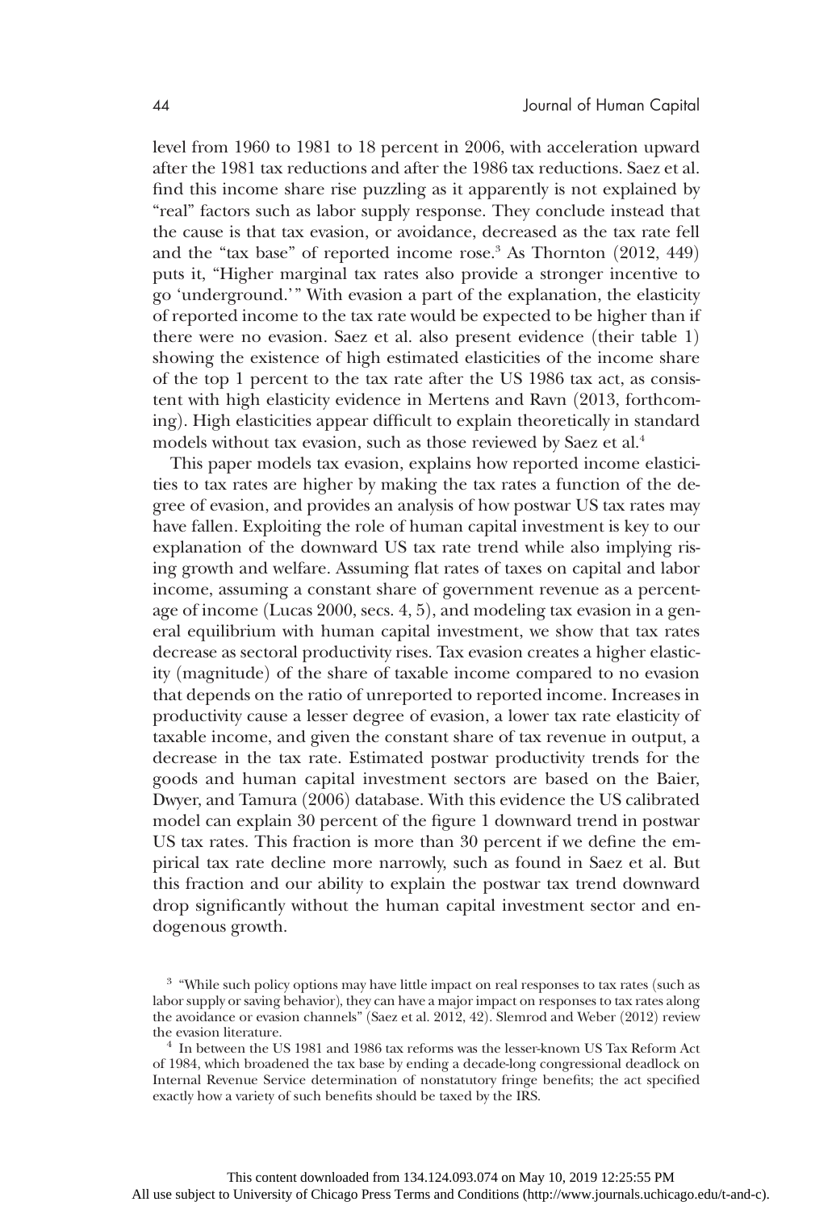level from 1960 to 1981 to 18 percent in 2006, with acceleration upward after the 1981 tax reductions and after the 1986 tax reductions. Saez et al. find this income share rise puzzling as it apparently is not explained by "real" factors such as labor supply response. They conclude instead that the cause is that tax evasion, or avoidance, decreased as the tax rate fell and the "tax base" of reported income rose.[3] As Thornton (2012, 449) puts it, "Higher marginal tax rates also provide a stronger incentive to go 'underground.'" With evasion a part of the explanation, the elasticity of reported income to the tax rate would be expected to be higher than if there were no evasion. Saez et al. also present evidence (their table 1) showing the existence of high estimated elasticities of the income share of the top 1 percent to the tax rate after the US 1986 tax act, as consistent with high elasticity evidence in Mertens and Ravn (2013, forthcoming). High elasticities appear difficult to explain theoretically in standard models without tax evasion, such as those reviewed by Saez et al.[4]

This paper models tax evasion, explains how reported income elasticities to tax rates are higher by making the tax rates a function of the degree of evasion, and provides an analysis of how postwar US tax rates may have fallen. Exploiting the role of human capital investment is key to our explanation of the downward US tax rate trend while also implying rising growth and welfare. Assuming flat rates of taxes on capital and labor income, assuming a constant share of government revenue as a percentage of income (Lucas 2000, secs. 4, 5), and modeling tax evasion in a general equilibrium with human capital investment, we show that tax rates decrease as sectoral productivity rises. Tax evasion creates a higher elasticity (magnitude) of the share of taxable income compared to no evasion that depends on the ratio of unreported to reported income. Increases in productivity cause a lesser degree of evasion, a lower tax rate elasticity of taxable income, and given the constant share of tax revenue in output, a decrease in the tax rate. Estimated postwar productivity trends for the goods and human capital investment sectors are based on the Baier, Dwyer, and Tamura (2006) database. With this evidence the US calibrated model can explain 30 percent of the figure 1 downward trend in postwar US tax rates. This fraction is more than 30 percent if we define the empirical tax rate decline more narrowly, such as found in Saez et al. But this fraction and our ability to explain the postwar tax trend downward drop significantly without the human capital investment sector and endogenous growth.

[3] "While such policy options may have little impact on real responses to tax rates (such as labor supply or saving behavior), they can have a major impact on responses to tax rates along the avoidance or evasion channels" (Saez et al. 2012, 42). Slemrod and Weber (2012) review the evasion literature.

[4] In between the US 1981 and 1986 tax reforms was the lesser-known US Tax Reform Act of 1984, which broadened the tax base by ending a decade-long congressional deadlock on Internal Revenue Service determination of nonstatutory fringe benefits; the act specified exactly how a variety of such benefits should be taxed by the IRS.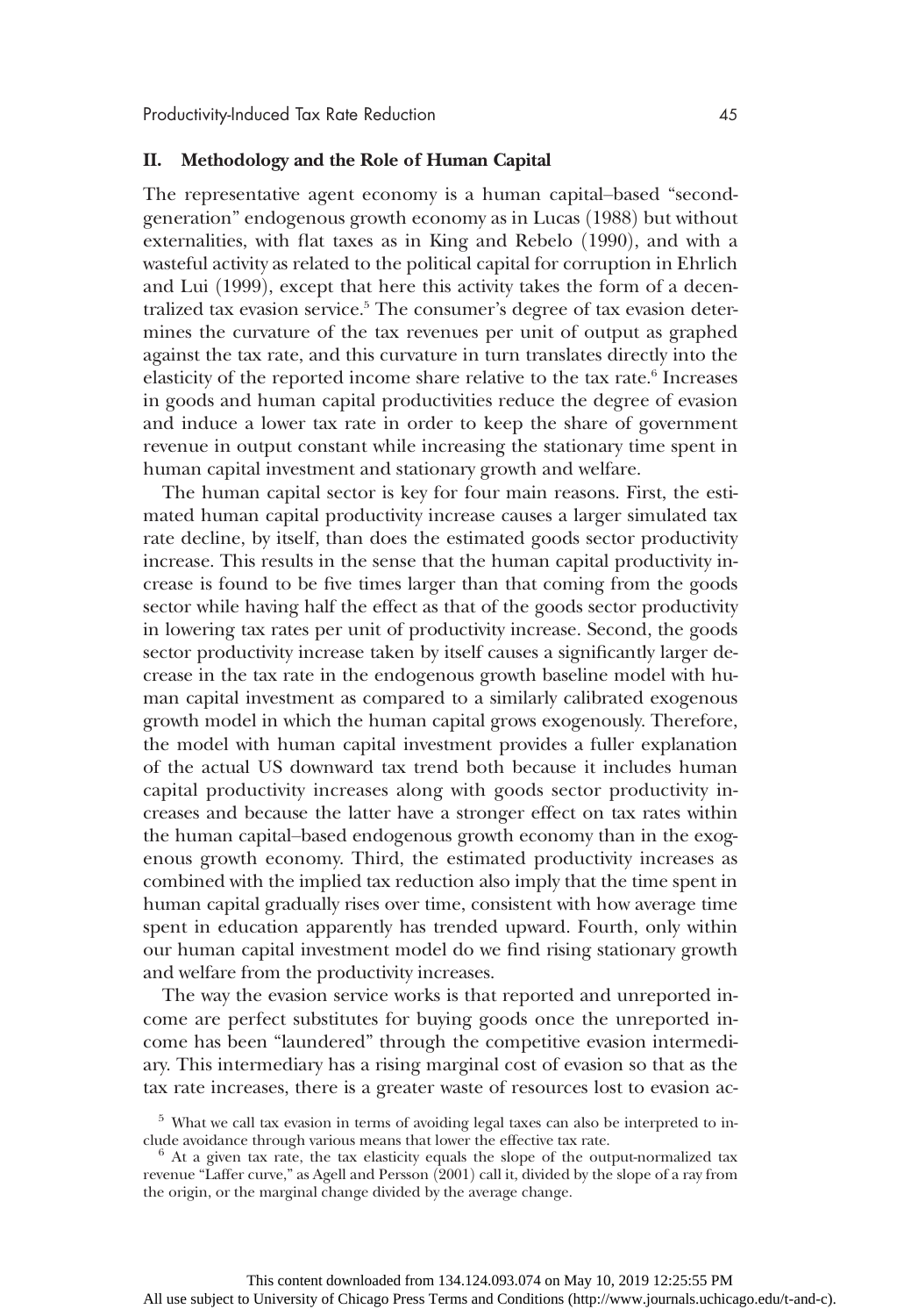## II. Methodology and the Role of Human Capital

The representative agent economy is a human capital–based "second-generation" endogenous growth economy as in Lucas (1988) but without externalities, with flat taxes as in King and Rebelo (1990), and with a wasteful activity as related to the political capital for corruption in Ehrlich and Lui (1999), except that here this activity takes the form of a decentralized tax evasion service.[5] The consumer's degree of tax evasion determines the curvature of the tax revenues per unit of output as graphed against the tax rate, and this curvature in turn translates directly into the elasticity of the reported income share relative to the tax rate.[6] Increases in goods and human capital productivities reduce the degree of evasion and induce a lower tax rate in order to keep the share of government revenue in output constant while increasing the stationary time spent in human capital investment and stationary growth and welfare.

The human capital sector is key for four main reasons. First, the estimated human capital productivity increase causes a larger simulated tax rate decline, by itself, than does the estimated goods sector productivity increase. This results in the sense that the human capital productivity increase is found to be five times larger than that coming from the goods sector while having half the effect as that of the goods sector productivity in lowering tax rates per unit of productivity increase. Second, the goods sector productivity increase taken by itself causes a significantly larger decrease in the tax rate in the endogenous growth baseline model with human capital investment as compared to a similarly calibrated exogenous growth model in which the human capital grows exogenously. Therefore, the model with human capital investment provides a fuller explanation of the actual US downward tax trend both because it includes human capital productivity increases along with goods sector productivity increases and because the latter have a stronger effect on tax rates within the human capital–based endogenous growth economy than in the exogenous growth economy. Third, the estimated productivity increases as combined with the implied tax reduction also imply that the time spent in human capital gradually rises over time, consistent with how average time spent in education apparently has trended upward. Fourth, only within our human capital investment model do we find rising stationary growth and welfare from the productivity increases.

The way the evasion service works is that reported and unreported income are perfect substitutes for buying goods once the unreported income has been "laundered" through the competitive evasion intermediary. This intermediary has a rising marginal cost of evasion so that as the tax rate increases, there is a greater waste of resources lost to evasion ac-

[5] What we call tax evasion in terms of avoiding legal taxes can also be interpreted to include avoidance through various means that lower the effective tax rate.

[6] At a given tax rate, the tax elasticity equals the slope of the output-normalized tax revenue "Laffer curve," as Agell and Persson (2001) call it, divided by the slope of a ray from the origin, or the marginal change divided by the average change.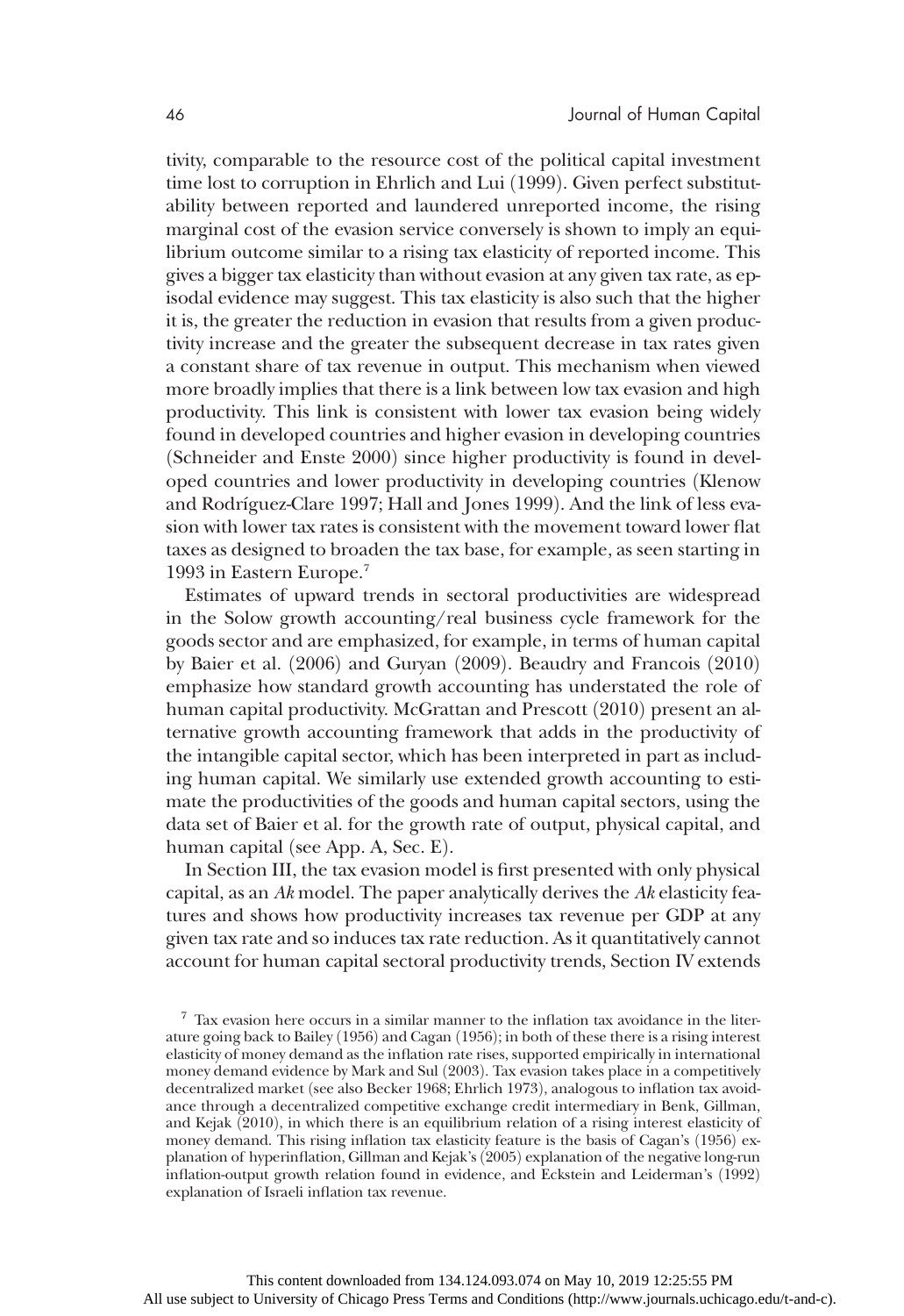tivity, comparable to the resource cost of the political capital investment time lost to corruption in Ehrlich and Lui (1999). Given perfect substitutability between reported and laundered unreported income, the rising marginal cost of the evasion service conversely is shown to imply an equilibrium outcome similar to a rising tax elasticity of reported income. This gives a bigger tax elasticity than without evasion at any given tax rate, as episodal evidence may suggest. This tax elasticity is also such that the higher it is, the greater the reduction in evasion that results from a given productivity increase and the greater the subsequent decrease in tax rates given a constant share of tax revenue in output. This mechanism when viewed more broadly implies that there is a link between low tax evasion and high productivity. This link is consistent with lower tax evasion being widely found in developed countries and higher evasion in developing countries (Schneider and Enste 2000) since higher productivity is found in developed countries and lower productivity in developing countries (Klenow and Rodríguez-Clare 1997; Hall and Jones 1999). And the link of less evasion with lower tax rates is consistent with the movement toward lower flat taxes as designed to broaden the tax base, for example, as seen starting in 1993 in Eastern Europe.[7]

Estimates of upward trends in sectoral productivities are widespread in the Solow growth accounting/real business cycle framework for the goods sector and are emphasized, for example, in terms of human capital by Baier et al. (2006) and Guryan (2009). Beaudry and Francois (2010) emphasize how standard growth accounting has understated the role of human capital productivity. McGrattan and Prescott (2010) present an alternative growth accounting framework that adds in the productivity of the intangible capital sector, which has been interpreted in part as including human capital. We similarly use extended growth accounting to estimate the productivities of the goods and human capital sectors, using the data set of Baier et al. for the growth rate of output, physical capital, and human capital (see App. A, Sec. E).

In Section III, the tax evasion model is first presented with only physical capital, as an *Ak* model. The paper analytically derives the *Ak* elasticity features and shows how productivity increases tax revenue per GDP at any given tax rate and so induces tax rate reduction. As it quantitatively cannot account for human capital sectoral productivity trends, Section IV extends

[7] Tax evasion here occurs in a similar manner to the inflation tax avoidance in the literature going back to Bailey (1956) and Cagan (1956); in both of these there is a rising interest elasticity of money demand as the inflation rate rises, supported empirically in international money demand evidence by Mark and Sul (2003). Tax evasion takes place in a competitively decentralized market (see also Becker 1968; Ehrlich 1973), analogous to inflation tax avoidance through a decentralized competitive exchange credit intermediary in Benk, Gillman, and Kejak (2010), in which there is an equilibrium relation of a rising interest elasticity of money demand. This rising inflation tax elasticity feature is the basis of Cagan's (1956) explanation of hyperinflation, Gillman and Kejak's (2005) explanation of the negative long-run inflation-output growth relation found in evidence, and Eckstein and Leiderman's (1992) explanation of Israeli inflation tax revenue.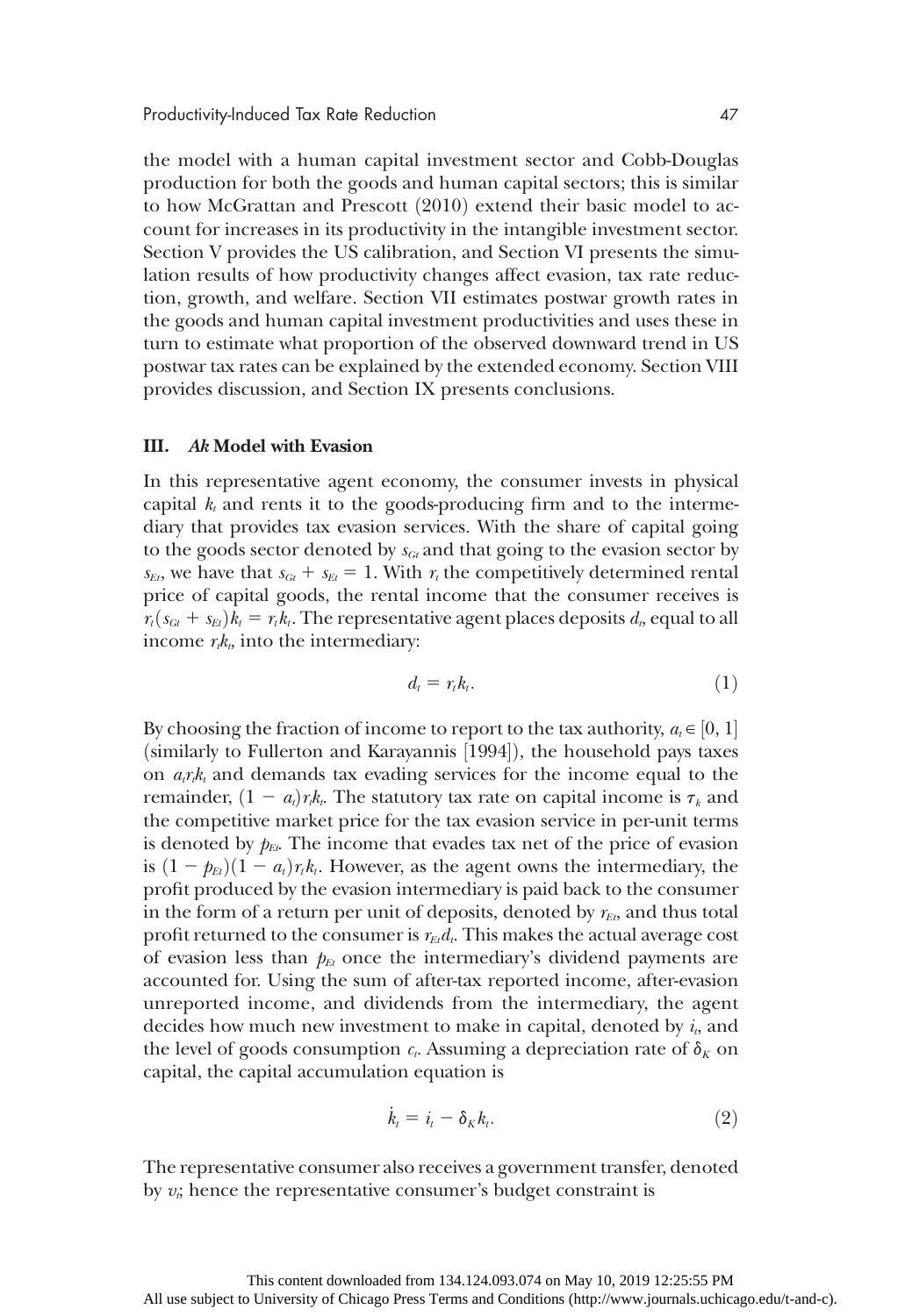the model with a human capital investment sector and Cobb-Douglas production for both the goods and human capital sectors; this is similar to how McGrattan and Prescott (2010) extend their basic model to account for increases in its productivity in the intangible investment sector. Section V provides the US calibration, and Section VI presents the simulation results of how productivity changes affect evasion, tax rate reduction, growth, and welfare. Section VII estimates postwar growth rates in the goods and human capital investment productivities and uses these in turn to estimate what proportion of the observed downward trend in US postwar tax rates can be explained by the extended economy. Section VIII provides discussion, and Section IX presents conclusions.

## III. *Ak* Model with Evasion

In this representative agent economy, the consumer invests in physical capital $k_t$ and rents it to the goods-producing firm and to the intermediary that provides tax evasion services. With the share of capital going to the goods sector denoted by $s_{Gt}$ and that going to the evasion sector by $s_{Et}$, we have that $s_{Gt} + s_{Et} = 1$. With $r_t$ the competitively determined rental price of capital goods, the rental income that the consumer receives is $r_t(s_{Gt} + s_{Et})k_t = r_t k_t$. The representative agent places deposits $d_t$, equal to all income $r_t k_t$, into the intermediary:

$$d_t = r_t k_t. \tag{1}$$

By choosing the fraction of income to report to the tax authority, $a_t \in [0, 1]$ (similarly to Fullerton and Karayannis [1994]), the household pays taxes on $a_t r_t k_t$ and demands tax evading services for the income equal to the remainder, $(1 - a_t)r_t k_t$. The statutory tax rate on capital income is $\tau_k$ and the competitive market price for the tax evasion service in per-unit terms is denoted by $p_{Et}$. The income that evades tax net of the price of evasion is $(1 - p_{Et})(1 - a_t)r_t k_t$. However, as the agent owns the intermediary, the profit produced by the evasion intermediary is paid back to the consumer in the form of a return per unit of deposits, denoted by $r_{Et}$, and thus total profit returned to the consumer is $r_{Et} d_t$. This makes the actual average cost of evasion less than $p_{Et}$ once the intermediary's dividend payments are accounted for. Using the sum of after-tax reported income, after-evasion unreported income, and dividends from the intermediary, the agent decides how much new investment to make in capital, denoted by $i_t$, and the level of goods consumption $c_t$. Assuming a depreciation rate of $\delta_K$ on capital, the capital accumulation equation is

$$\dot{k}_t = i_t - \delta_K k_t. \tag{2}$$

The representative consumer also receives a government transfer, denoted by $v_t$; hence the representative consumer's budget constraint is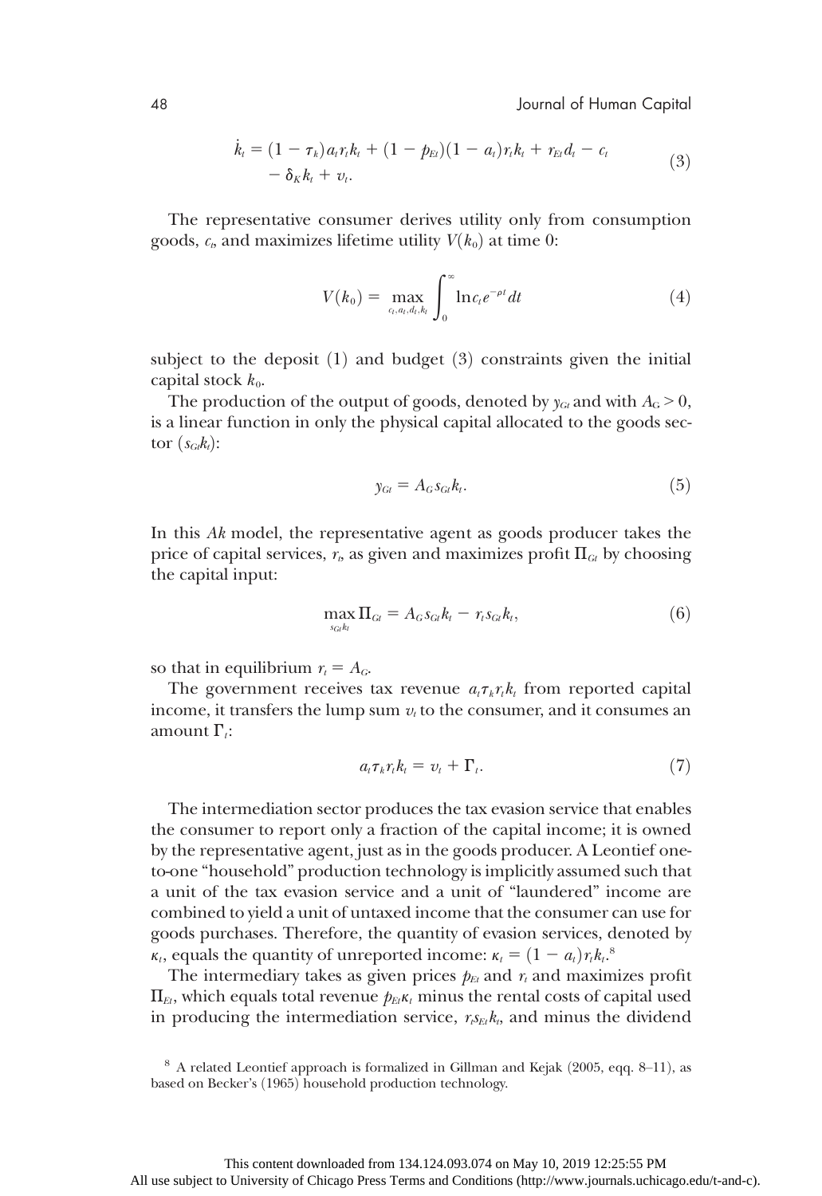$$\dot{k}_t = (1 - \tau_k) a_t r_t k_t + (1 - p_{Et})(1 - a_t) r_t k_t + r_{Et} d_t - c_t - \delta_K k_t + v_t. \tag{3}$$

The representative consumer derives utility only from consumption goods, $c_t$, and maximizes lifetime utility $V(k_0)$ at time 0:

$$V(k_0) = \max_{c_t, a_t, d_t, k_t} \int_0^\infty \ln c_t e^{-\rho t} dt \tag{4}$$

subject to the deposit (1) and budget (3) constraints given the initial capital stock $k_0$.

The production of the output of goods, denoted by $y_{Gt}$ and with $A_G > 0$, is a linear function in only the physical capital allocated to the goods sector $(s_{Gt} k_t)$:

$$y_{Gt} = A_G s_{Gt} k_t. \tag{5}$$

In this *Ak* model, the representative agent as goods producer takes the price of capital services, $r_t$, as given and maximizes profit $\Pi_{Gt}$ by choosing the capital input:

$$\max_{s_{Gt} k_t} \Pi_{Gt} = A_G s_{Gt} k_t - r_t s_{Gt} k_t, \tag{6}$$

so that in equilibrium $r_t = A_G$.

The government receives tax revenue $a_t \tau_k r_t k_t$ from reported capital income, it transfers the lump sum $v_t$ to the consumer, and it consumes an amount $\Gamma_t$:

$$a_t \tau_k r_t k_t = v_t + \Gamma_t. \tag{7}$$

The intermediation sector produces the tax evasion service that enables the consumer to report only a fraction of the capital income; it is owned by the representative agent, just as in the goods producer. A Leontief one-to-one "household" production technology is implicitly assumed such that a unit of the tax evasion service and a unit of "laundered" income are combined to yield a unit of untaxed income that the consumer can use for goods purchases. Therefore, the quantity of evasion services, denoted by $\kappa_t$, equals the quantity of unreported income: $\kappa_t = (1 - a_t) r_t k_t$.[8]

The intermediary takes as given prices $p_{Et}$ and $r_t$ and maximizes profit $\Pi_{Et}$, which equals total revenue $p_{Et} \kappa_t$ minus the rental costs of capital used in producing the intermediation service, $r_t s_{Et} k_t$, and minus the dividend

[8] A related Leontief approach is formalized in Gillman and Kejak (2005, eqq. 8–11), as based on Becker's (1965) household production technology.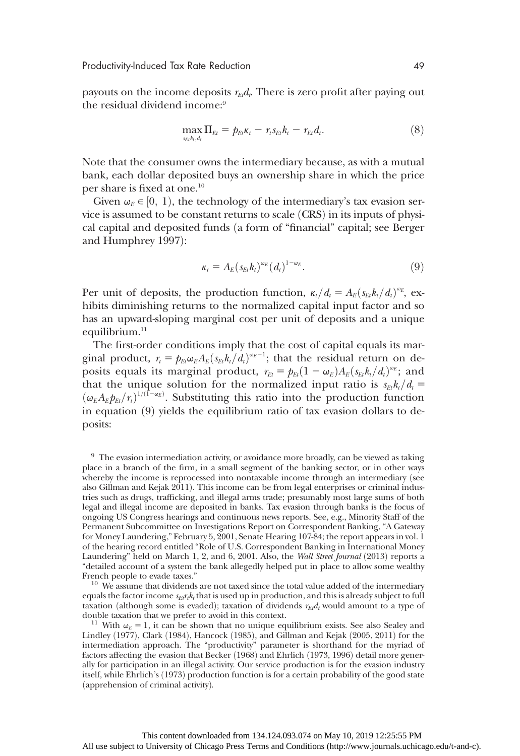payouts on the income deposits $r_{Et}d_t$. There is zero profit after paying out the residual dividend income:[9]

$$\max_{s_{Et}k_t, d_t} \Pi_{Et} = p_{Et}\kappa_t - r_t s_{Et} k_t - r_{Et} d_t. \tag{8}$$

Note that the consumer owns the intermediary because, as with a mutual bank, each dollar deposited buys an ownership share in which the price per share is fixed at one.[10]

Given $\omega_E \in [0, 1)$, the technology of the intermediary's tax evasion service is assumed to be constant returns to scale (CRS) in its inputs of physical capital and deposited funds (a form of "financial" capital; see Berger and Humphrey 1997):

$$\kappa_t = A_E (s_{Et} k_t)^{\omega_E} (d_t)^{1-\omega_E}. \tag{9}$$

Per unit of deposits, the production function, $\kappa_t / d_t = A_E (s_{Et} k_t / d_t)^{\omega_E}$, exhibits diminishing returns to the normalized capital input factor and so has an upward-sloping marginal cost per unit of deposits and a unique equilibrium.[11]

The first-order conditions imply that the cost of capital equals its marginal product, $r_t = p_{Et}\omega_E A_E (s_{Et} k_t / d_t)^{\omega_E - 1}$; that the residual return on deposits equals its marginal product, $r_{Et} = p_{Et}(1 - \omega_E) A_E (s_{Et} k_t / d_t)^{\omega_E}$; and that the unique solution for the normalized input ratio is $s_{Et} k_t / d_t = (\omega_E A_E p_{Et} / r_t)^{1/(1-\omega_E)}$. Substituting this ratio into the production function in equation (9) yields the equilibrium ratio of tax evasion dollars to deposits:

---

[9] The evasion intermediation activity, or avoidance more broadly, can be viewed as taking place in a branch of the firm, in a small segment of the banking sector, or in other ways whereby the income is reprocessed into nontaxable income through an intermediary (see also Gillman and Kejak 2011). This income can be from legal enterprises or criminal industries such as drugs, trafficking, and illegal arms trade; presumably most large sums of both legal and illegal income are deposited in banks. Tax evasion through banks is the focus of ongoing US Congress hearings and continuous news reports. See, e.g., Minority Staff of the Permanent Subcommittee on Investigations Report on Correspondent Banking, "A Gateway for Money Laundering," February 5, 2001, Senate Hearing 107-84; the report appears in vol. 1 of the hearing record entitled "Role of U.S. Correspondent Banking in International Money Laundering" held on March 1, 2, and 6, 2001. Also, the *Wall Street Journal* (2013) reports a "detailed account of a system the bank allegedly helped put in place to allow some wealthy French people to evade taxes."

[10] We assume that dividends are not taxed since the total value added of the intermediary equals the factor income $s_{Et} r_t k_t$ that is used up in production, and this is already subject to full taxation (although some is evaded); taxation of dividends $r_{Et} d_t$ would amount to a type of double taxation that we prefer to avoid in this context.

[11] With $\omega_E = 1$, it can be shown that no unique equilibrium exists. See also Sealey and Lindley (1977), Clark (1984), Hancock (1985), and Gillman and Kejak (2005, 2011) for the intermediation approach. The "productivity" parameter is shorthand for the myriad of factors affecting the evasion that Becker (1968) and Ehrlich (1973, 1996) detail more generally for participation in an illegal activity. Our service production is for the evasion industry itself, while Ehrlich's (1973) production function is for a certain probability of the good state (apprehension of criminal activity).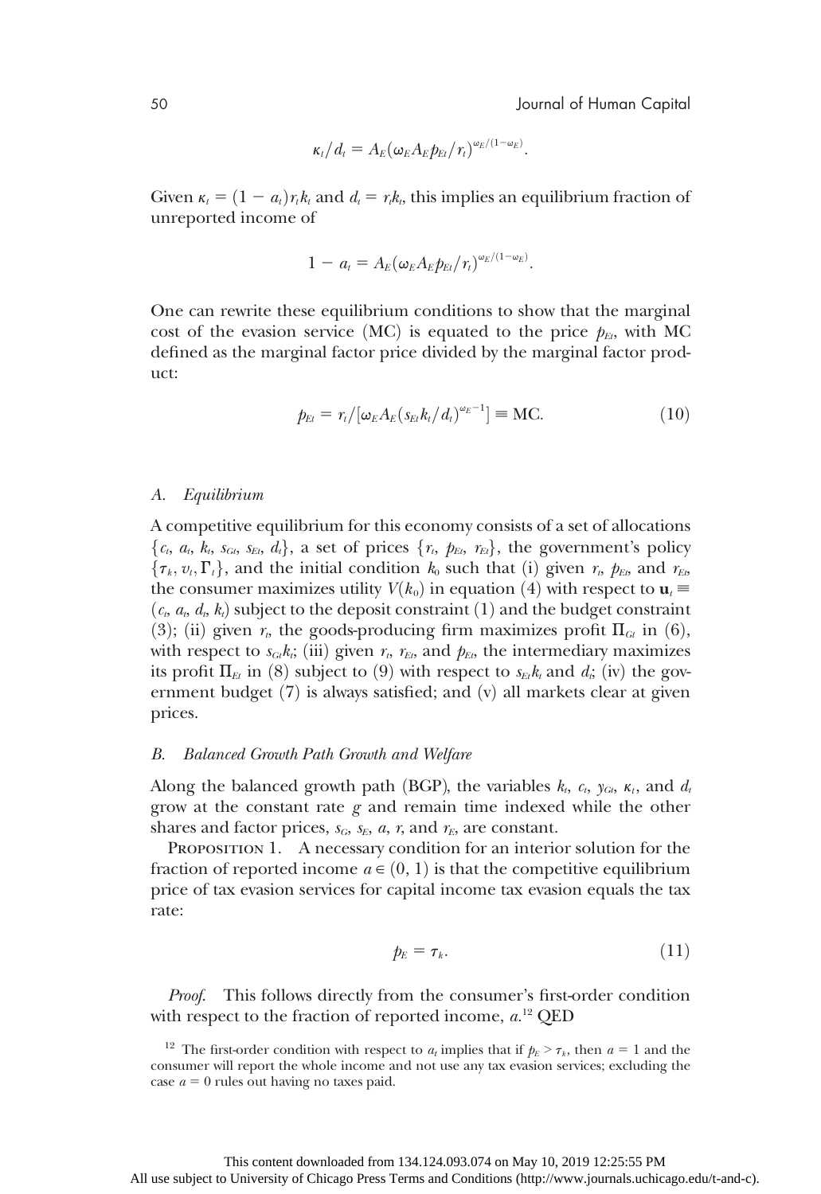$$\kappa_t / d_t = A_E (\omega_E A_E p_{Et} / r_t)^{\omega_E/(1-\omega_E)}.$$

Given $\kappa_t = (1 - a_t) r_t k_t$ and $d_t = r_t k_t$, this implies an equilibrium fraction of unreported income of

$$1 - a_t = A_E (\omega_E A_E p_{Et} / r_t)^{\omega_E/(1-\omega_E)}.$$

One can rewrite these equilibrium conditions to show that the marginal cost of the evasion service (MC) is equated to the price $p_{Et}$, with MC defined as the marginal factor price divided by the marginal factor product:

$$p_{Et} = r_t / [\omega_E A_E (s_{Et} k_t / d_t)^{\omega_E - 1}] \equiv \text{MC}. \tag{10}$$

### *A. Equilibrium*

A competitive equilibrium for this economy consists of a set of allocations $\{c_t, a_t, k_t, s_{Gt}, s_{Et}, d_t\}$, a set of prices $\{r_t, p_{Et}, r_{Et}\}$, the government's policy $\{\tau_k, v_t, \Gamma_t\}$, and the initial condition $k_0$ such that (i) given $r_t$, $p_{Et}$, and $r_{Et}$, the consumer maximizes utility $V(k_0)$ in equation (4) with respect to $\mathbf{u}_t \equiv (c_t, a_t, d_t, k_t)$ subject to the deposit constraint (1) and the budget constraint (3); (ii) given $r_t$, the goods-producing firm maximizes profit $\Pi_{Gt}$ in (6), with respect to $s_{Gt} k_t$; (iii) given $r_t$, $r_{Et}$, and $p_{Et}$, the intermediary maximizes its profit $\Pi_{Et}$ in (8) subject to (9) with respect to $s_{Et} k_t$ and $d_t$; (iv) the government budget (7) is always satisfied; and (v) all markets clear at given prices.

### *B. Balanced Growth Path Growth and Welfare*

Along the balanced growth path (BGP), the variables $k_t$, $c_t$, $y_{Gt}$, $\kappa_t$, and $d_t$ grow at the constant rate $g$ and remain time indexed while the other shares and factor prices, $s_G$, $s_E$, $a$, $r$, and $r_E$, are constant.

Proposition 1. A necessary condition for an interior solution for the fraction of reported income $a \in (0, 1)$ is that the competitive equilibrium price of tax evasion services for capital income tax evasion equals the tax rate:

$$p_E = \tau_k. \tag{11}$$

*Proof.* This follows directly from the consumer's first-order condition with respect to the fraction of reported income, $a$.[12] QED

[12] The first-order condition with respect to $a_t$ implies that if $p_E > \tau_k$, then $a = 1$ and the consumer will report the whole income and not use any tax evasion services; excluding the case $a = 0$ rules out having no taxes paid.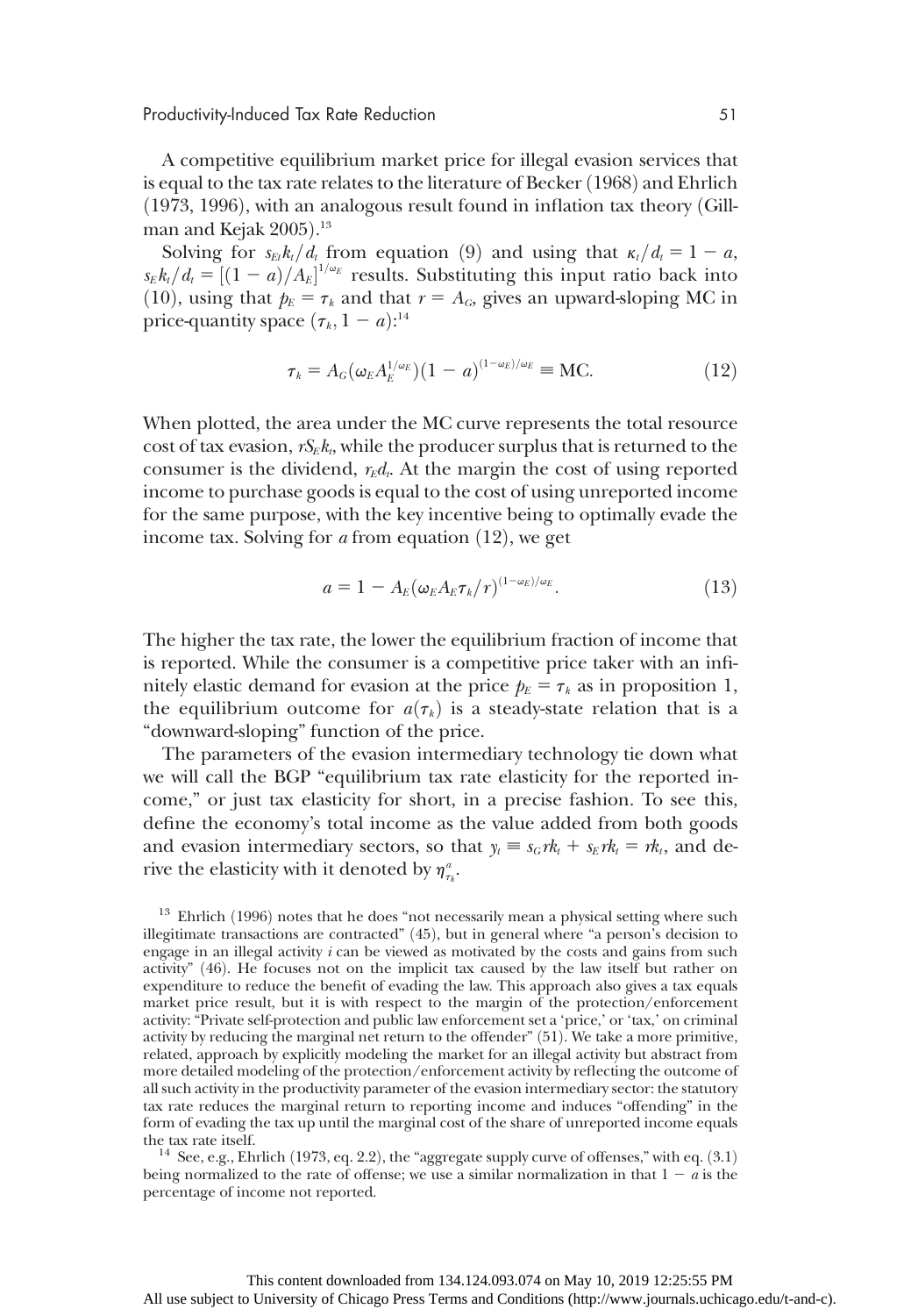A competitive equilibrium market price for illegal evasion services that is equal to the tax rate relates to the literature of Becker (1968) and Ehrlich (1973, 1996), with an analogous result found in inflation tax theory (Gillman and Kejak 2005).[13]

Solving for $s_{Et}k_t/d_t$ from equation (9) and using that $\kappa_t/d_t = 1 - a$, $s_E k_t/d_t = [(1-a)/A_E]^{1/\omega_E}$ results. Substituting this input ratio back into (10), using that $p_E = \tau_k$ and that $r = A_G$, gives an upward-sloping MC in price-quantity space $(\tau_k, 1-a)$:[14]

$$\tau_k = A_G(\omega_E A_E^{1/\omega_E})(1-a)^{(1-\omega_E)/\omega_E} \equiv \text{MC}. \tag{12}$$

When plotted, the area under the MC curve represents the total resource cost of tax evasion, $rS_E k_t$, while the producer surplus that is returned to the consumer is the dividend, $r_E d_t$. At the margin the cost of using reported income to purchase goods is equal to the cost of using unreported income for the same purpose, with the key incentive being to optimally evade the income tax. Solving for $a$ from equation (12), we get

$$a = 1 - A_E(\omega_E A_E \tau_k / r)^{(1-\omega_E)/\omega_E}. \tag{13}$$

The higher the tax rate, the lower the equilibrium fraction of income that is reported. While the consumer is a competitive price taker with an infinitely elastic demand for evasion at the price $p_E = \tau_k$ as in proposition 1, the equilibrium outcome for $a(\tau_k)$ is a steady-state relation that is a "downward-sloping" function of the price.

The parameters of the evasion intermediary technology tie down what we will call the BGP "equilibrium tax rate elasticity for the reported income," or just tax elasticity for short, in a precise fashion. To see this, define the economy's total income as the value added from both goods and evasion intermediary sectors, so that $y_t \equiv s_G r k_t + s_E r k_t = r k_t$, and derive the elasticity with it denoted by $\eta^a_{\tau_k}$.

[13] Ehrlich (1996) notes that he does "not necessarily mean a physical setting where such illegitimate transactions are contracted" (45), but in general where "a person's decision to engage in an illegal activity $i$ can be viewed as motivated by the costs and gains from such activity" (46). He focuses not on the implicit tax caused by the law itself but rather on expenditure to reduce the benefit of evading the law. This approach also gives a tax equals market price result, but it is with respect to the margin of the protection/enforcement activity: "Private self-protection and public law enforcement set a 'price,' or 'tax,' on criminal activity by reducing the marginal net return to the offender" (51). We take a more primitive, related, approach by explicitly modeling the market for an illegal activity but abstract from more detailed modeling of the protection/enforcement activity by reflecting the outcome of all such activity in the productivity parameter of the evasion intermediary sector: the statutory tax rate reduces the marginal return to reporting income and induces "offending" in the form of evading the tax up until the marginal cost of the share of unreported income equals the tax rate itself.

[14] See, e.g., Ehrlich (1973, eq. 2.2), the "aggregate supply curve of offenses," with eq. (3.1) being normalized to the rate of offense; we use a similar normalization in that $1 - a$ is the percentage of income not reported.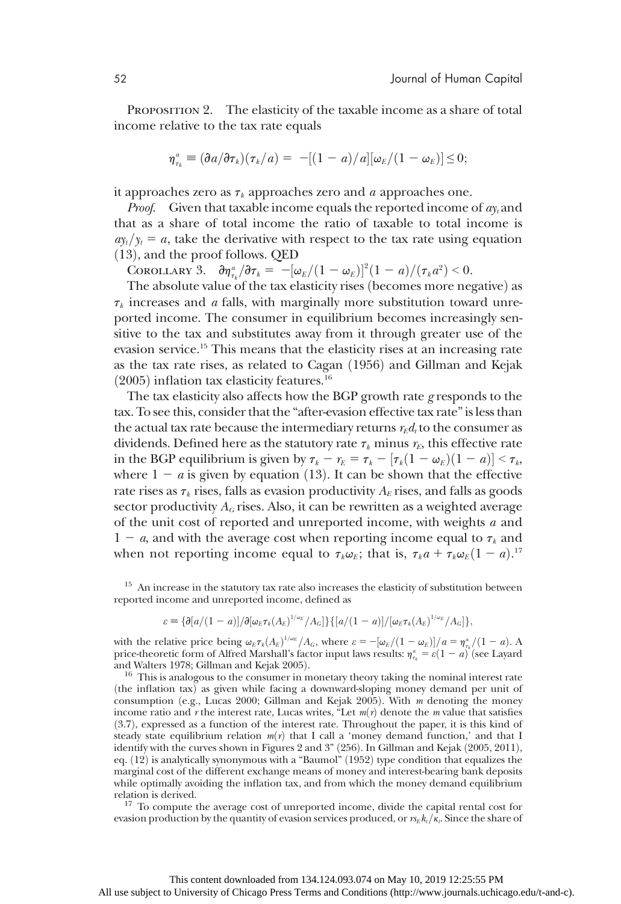Proposition 2. The elasticity of the taxable income as a share of total income relative to the tax rate equals

$$\eta^a_{\tau_k} \equiv (\partial a/\partial \tau_k)(\tau_k/a) = -[(1-a)/a][\omega_E/(1-\omega_E)] \leq 0;$$

it approaches zero as $\tau_k$ approaches zero and $a$ approaches one.

*Proof.* Given that taxable income equals the reported income of $ay_t$ and that as a share of total income the ratio of taxable to total income is $ay_t/y_t = a$, take the derivative with respect to the tax rate using equation (13), and the proof follows. QED

Corollary 3. $\partial \eta^a_{\tau_k}/\partial \tau_k = -[\omega_E/(1-\omega_E)]^2(1-a)/(\tau_k a^2) < 0$.

The absolute value of the tax elasticity rises (becomes more negative) as $\tau_k$ increases and $a$ falls, with marginally more substitution toward unreported income. The consumer in equilibrium becomes increasingly sensitive to the tax and substitutes away from it through greater use of the evasion service.[15] This means that the elasticity rises at an increasing rate as the tax rate rises, as related to Cagan (1956) and Gillman and Kejak (2005) inflation tax elasticity features.[16]

The tax elasticity also affects how the BGP growth rate $g$ responds to the tax. To see this, consider that the "after-evasion effective tax rate" is less than the actual tax rate because the intermediary returns $r_E d_t$ to the consumer as dividends. Defined here as the statutory rate $\tau_k$ minus $r_E$, this effective rate in the BGP equilibrium is given by $\tau_k - r_E = \tau_k - [\tau_k(1-\omega_E)(1-a)] < \tau_k$, where $1 - a$ is given by equation (13). It can be shown that the effective rate rises as $\tau_k$ rises, falls as evasion productivity $A_E$ rises, and falls as goods sector productivity $A_G$ rises. Also, it can be rewritten as a weighted average of the unit cost of reported and unreported income, with weights $a$ and $1 - a$, and with the average cost when reporting income equal to $\tau_k$ and when not reporting income equal to $\tau_k \omega_E$; that is, $\tau_k a + \tau_k \omega_E(1-a)$.[17]

[15] An increase in the statutory tax rate also increases the elasticity of substitution between reported income and unreported income, defined as

$$\varepsilon \equiv \{\partial[a/(1-a)]/\partial[\omega_E \tau_k (A_E)^{1/\omega_E}/A_G]\}\{[a/(1-a)]/[\omega_E \tau_k (A_E)^{1/\omega_E}/A_G]\},$$

with the relative price being $\omega_E \tau_k (A_E)^{1/\omega_E}/A_G$, where $\varepsilon = -[\omega_E/(1-\omega_E)]/a = \eta^a_{\tau_k}/(1-a)$. A price-theoretic form of Alfred Marshall's factor input laws results: $\eta^a_{\tau_k} = \varepsilon(1-a)$ (see Layard and Walters 1978; Gillman and Kejak 2005).

[16] This is analogous to the consumer in monetary theory taking the nominal interest rate (the inflation tax) as given while facing a downward-sloping money demand per unit of consumption (e.g., Lucas 2000; Gillman and Kejak 2005). With $m$ denoting the money income ratio and $r$ the interest rate, Lucas writes, "Let $m(r)$ denote the $m$ value that satisfies (3.7), expressed as a function of the interest rate. Throughout the paper, it is this kind of steady state equilibrium relation $m(r)$ that I call a 'money demand function,' and that I identify with the curves shown in Figures 2 and 3" (256). In Gillman and Kejak (2005, 2011), eq. (12) is analytically synonymous with a "Baumol" (1952) type condition that equalizes the marginal cost of the different exchange means of money and interest-bearing bank deposits while optimally avoiding the inflation tax, and from which the money demand equilibrium relation is derived.

[17] To compute the average cost of unreported income, divide the capital rental cost for evasion production by the quantity of evasion services produced, or $rs_E k_t/\kappa_t$. Since the share of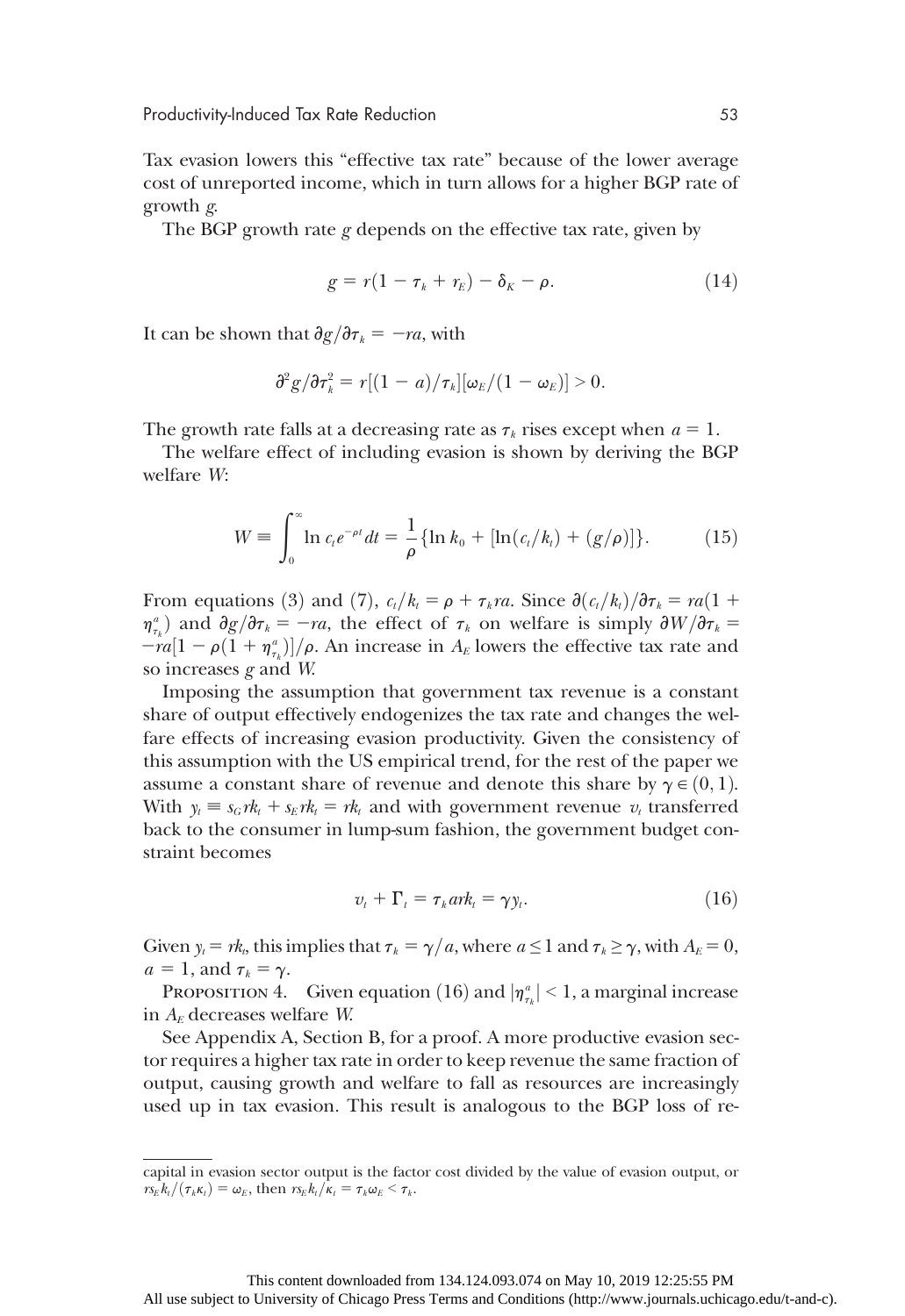Tax evasion lowers this "effective tax rate" because of the lower average cost of unreported income, which in turn allows for a higher BGP rate of growth $g$.

The BGP growth rate $g$ depends on the effective tax rate, given by

$$g = r(1 - \tau_k + r_E) - \delta_K - \rho. \tag{14}$$

It can be shown that $\partial g / \partial \tau_k = -ra$, with

$$\partial^2 g / \partial \tau_k^2 = r[(1 - a)/\tau_k][\omega_E/(1 - \omega_E)] > 0.$$

The growth rate falls at a decreasing rate as $\tau_k$ rises except when $a = 1$.

The welfare effect of including evasion is shown by deriving the BGP welfare $W$:

$$W \equiv \int_0^\infty \ln c_t e^{-\rho t} dt = \frac{1}{\rho}\{\ln k_0 + [\ln(c_t/k_t) + (g/\rho)]\}. \tag{15}$$

From equations (3) and (7), $c_t/k_t = \rho + \tau_k ra$. Since $\partial(c_t/k_t)/\partial\tau_k = ra(1 + \eta^a_{\tau_k})$ and $\partial g/\partial \tau_k = -ra$, the effect of $\tau_k$ on welfare is simply $\partial W/\partial \tau_k = -ra[1 - \rho(1 + \eta^a_{\tau_k})]/\rho$. An increase in $A_E$ lowers the effective tax rate and so increases $g$ and $W$.

Imposing the assumption that government tax revenue is a constant share of output effectively endogenizes the tax rate and changes the welfare effects of increasing evasion productivity. Given the consistency of this assumption with the US empirical trend, for the rest of the paper we assume a constant share of revenue and denote this share by $\gamma \in (0, 1)$. With $y_t \equiv s_G rk_t + s_E rk_t = rk_t$ and with government revenue $v_t$ transferred back to the consumer in lump-sum fashion, the government budget constraint becomes

$$v_t + \Gamma_t = \tau_k ark_t = \gamma y_t. \tag{16}$$

Given $y_t = rk_t$, this implies that $\tau_k = \gamma/a$, where $a \leq 1$ and $\tau_k \geq \gamma$, with $A_E = 0$, $a = 1$, and $\tau_k = \gamma$.

Proposition 4. Given equation (16) and $|\eta^a_{\tau_k}| < 1$, a marginal increase in $A_E$ decreases welfare $W$.

See Appendix A, Section B, for a proof. A more productive evasion sector requires a higher tax rate in order to keep revenue the same fraction of output, causing growth and welfare to fall as resources are increasingly used up in tax evasion. This result is analogous to the BGP loss of re-

capital in evasion sector output is the factor cost divided by the value of evasion output, or $rs_E k_t/(\tau_k \kappa_t) = \omega_E$, then $rs_E k_t/\kappa_t = \tau_k \omega_E < \tau_k$.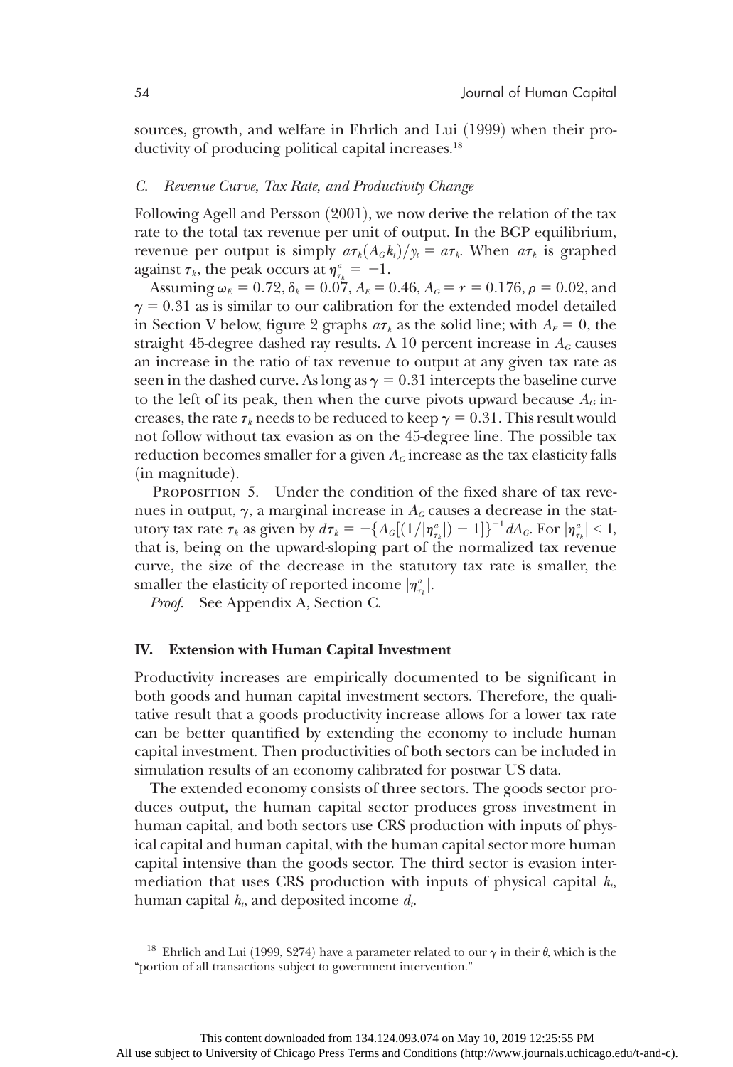sources, growth, and welfare in Ehrlich and Lui (1999) when their productivity of producing political capital increases.[18]

### *C. Revenue Curve, Tax Rate, and Productivity Change*

Following Agell and Persson (2001), we now derive the relation of the tax rate to the total tax revenue per unit of output. In the BGP equilibrium, revenue per output is simply $a\tau_k(A_G k_t)/y_t = a\tau_k$. When $a\tau_k$ is graphed against $\tau_k$, the peak occurs at $\eta^a_{\tau_k} = -1$.

Assuming $\omega_E = 0.72$, $\delta_k = 0.07$, $A_E = 0.46$, $A_G = r = 0.176$, $\rho = 0.02$, and $\gamma = 0.31$ as is similar to our calibration for the extended model detailed in Section V below, figure 2 graphs $a\tau_k$ as the solid line; with $A_E = 0$, the straight 45-degree dashed ray results. A 10 percent increase in $A_G$ causes an increase in the ratio of tax revenue to output at any given tax rate as seen in the dashed curve. As long as $\gamma = 0.31$ intercepts the baseline curve to the left of its peak, then when the curve pivots upward because $A_G$ increases, the rate $\tau_k$ needs to be reduced to keep $\gamma = 0.31$. This result would not follow without tax evasion as on the 45-degree line. The possible tax reduction becomes smaller for a given $A_G$ increase as the tax elasticity falls (in magnitude).

Proposition 5. Under the condition of the fixed share of tax revenues in output, $\gamma$, a marginal increase in $A_G$ causes a decrease in the statutory tax rate $\tau_k$ as given by $d\tau_k = -\{A_G[(1/|\eta^a_{\tau_k}|) - 1]\}^{-1} dA_G$. For $|\eta^a_{\tau_k}| < 1$, that is, being on the upward-sloping part of the normalized tax revenue curve, the size of the decrease in the statutory tax rate is smaller, the smaller the elasticity of reported income $|\eta^a_{\tau_k}|$.

*Proof.* See Appendix A, Section C.

## IV. Extension with Human Capital Investment

Productivity increases are empirically documented to be significant in both goods and human capital investment sectors. Therefore, the qualitative result that a goods productivity increase allows for a lower tax rate can be better quantified by extending the economy to include human capital investment. Then productivities of both sectors can be included in simulation results of an economy calibrated for postwar US data.

The extended economy consists of three sectors. The goods sector produces output, the human capital sector produces gross investment in human capital, and both sectors use CRS production with inputs of physical capital and human capital, with the human capital sector more human capital intensive than the goods sector. The third sector is evasion intermediation that uses CRS production with inputs of physical capital $k_t$, human capital $h_t$, and deposited income $d_t$.

[18] Ehrlich and Lui (1999, S274) have a parameter related to our $\gamma$ in their $\theta$, which is the "portion of all transactions subject to government intervention."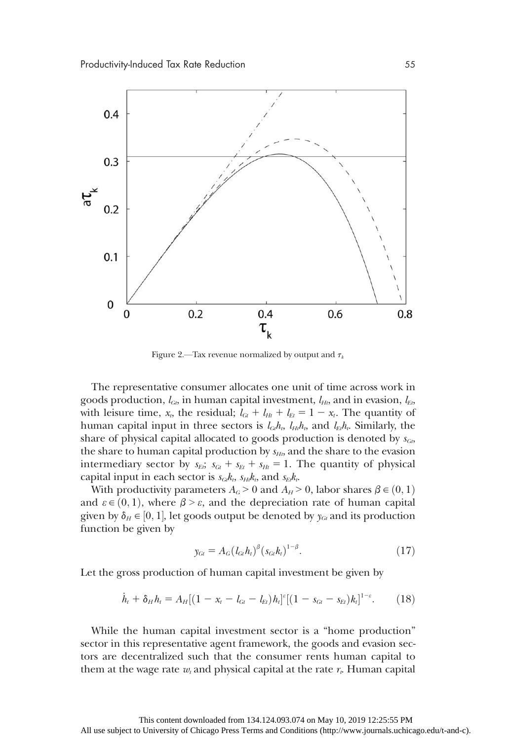Figure 2.—Tax revenue normalized by output and $\tau_k$

The representative consumer allocates one unit of time across work in goods production, $l_{Gt}$, in human capital investment, $l_{Ht}$, and in evasion, $l_{Et}$, with leisure time, $x_t$, the residual; $l_{Gt} + l_{Ht} + l_{Et} = 1 - x_t$. The quantity of human capital input in three sectors is $l_{Gt}h_t$, $l_{Ht}h_t$, and $l_{Et}h_t$. Similarly, the share of physical capital allocated to goods production is denoted by $s_{Gt}$, the share to human capital production by $s_{Ht}$, and the share to the evasion intermediary sector by $s_{Et}$; $s_{Gt} + s_{Et} + s_{Ht} = 1$. The quantity of physical capital input in each sector is $s_{Gt}k_t$, $s_{Ht}k_t$, and $s_{Et}k_t$.

With productivity parameters $A_G > 0$ and $A_H > 0$, labor shares $\beta \in (0, 1)$ and $\varepsilon \in (0, 1)$, where $\beta > \varepsilon$, and the depreciation rate of human capital given by $\delta_H \in [0, 1]$, let goods output be denoted by $y_{Gt}$ and its production function be given by

$$y_{Gt} = A_G(l_{Gt}h_t)^{\beta}(s_{Gt}k_t)^{1-\beta}. \tag{17}$$

Let the gross production of human capital investment be given by

$$\dot{h}_t + \delta_H h_t = A_H[(1 - x_t - l_{Gt} - l_{Et})h_t]^{\varepsilon}[(1 - s_{Gt} - s_{Et})k_t]^{1-\varepsilon}. \tag{18}$$

While the human capital investment sector is a "home production" sector in this representative agent framework, the goods and evasion sectors are decentralized such that the consumer rents human capital to them at the wage rate $w_t$ and physical capital at the rate $r_t$. Human capital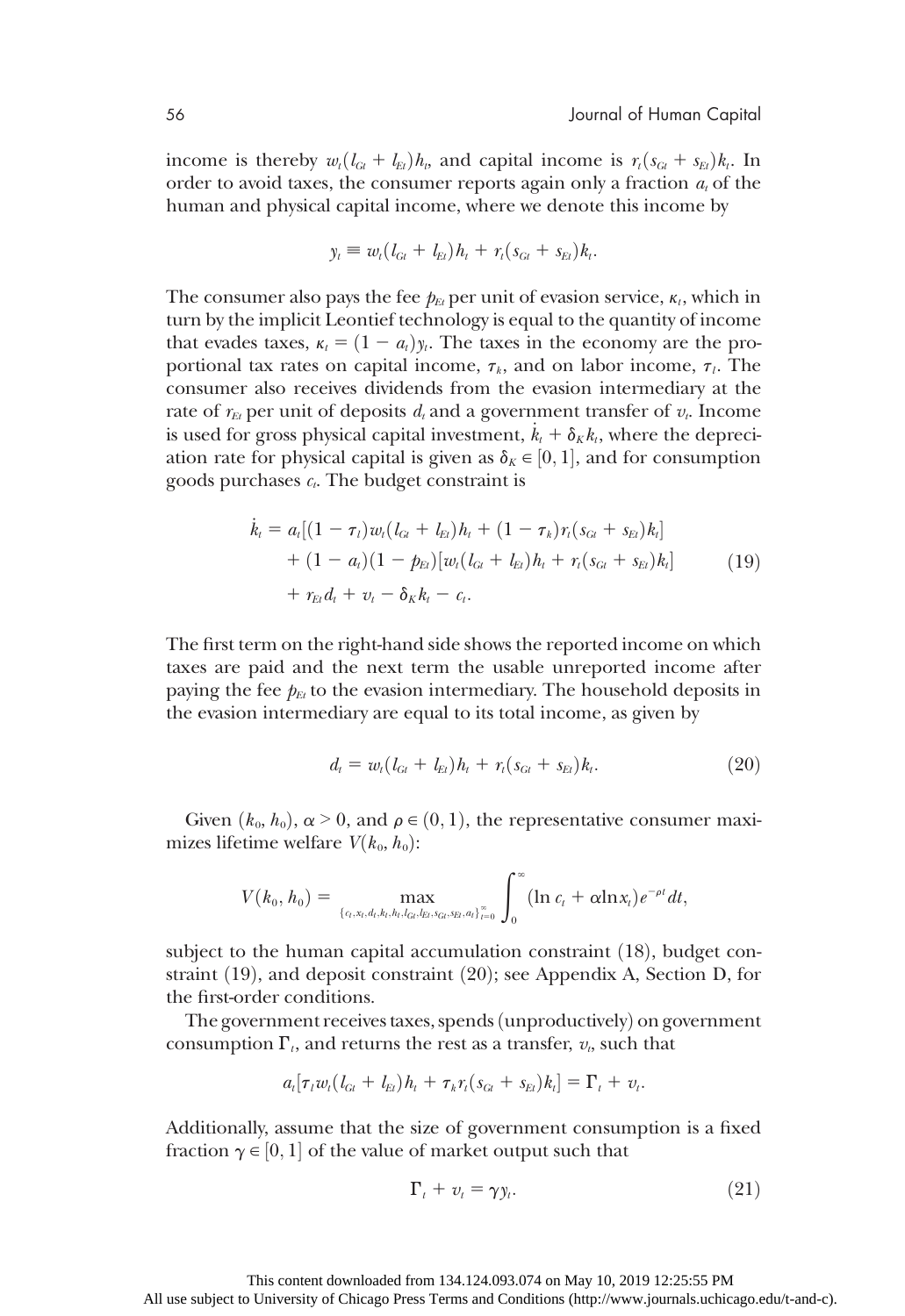income is thereby $w_t(l_{Gt} + l_{Et})h_t$, and capital income is $r_t(s_{Gt} + s_{Et})k_t$. In order to avoid taxes, the consumer reports again only a fraction $a_t$ of the human and physical capital income, where we denote this income by

$$y_t \equiv w_t(l_{Gt} + l_{Et})h_t + r_t(s_{Gt} + s_{Et})k_t.$$

The consumer also pays the fee $p_{Et}$ per unit of evasion service, $\kappa_t$, which in turn by the implicit Leontief technology is equal to the quantity of income that evades taxes, $\kappa_t = (1 - a_t)y_t$. The taxes in the economy are the proportional tax rates on capital income, $\tau_k$, and on labor income, $\tau_l$. The consumer also receives dividends from the evasion intermediary at the rate of $r_{Et}$ per unit of deposits $d_t$ and a government transfer of $v_t$. Income is used for gross physical capital investment, $\dot{k}_t + \delta_K k_t$, where the depreciation rate for physical capital is given as $\delta_K \in [0, 1]$, and for consumption goods purchases $c_t$. The budget constraint is

$$\begin{aligned}
\dot{k}_t = {} & a_t[(1 - \tau_l)w_t(l_{Gt} + l_{Et})h_t + (1 - \tau_k)r_t(s_{Gt} + s_{Et})k_t] \\
& + (1 - a_t)(1 - p_{Et})[w_t(l_{Gt} + l_{Et})h_t + r_t(s_{Gt} + s_{Et})k_t] \\
& + r_{Et}d_t + v_t - \delta_K k_t - c_t.
\end{aligned} \tag{19}$$

The first term on the right-hand side shows the reported income on which taxes are paid and the next term the usable unreported income after paying the fee $p_{Et}$ to the evasion intermediary. The household deposits in the evasion intermediary are equal to its total income, as given by

$$d_t = w_t(l_{Gt} + l_{Et})h_t + r_t(s_{Gt} + s_{Et})k_t. \tag{20}$$

Given $(k_0, h_0)$, $\alpha > 0$, and $\rho \in (0, 1)$, the representative consumer maximizes lifetime welfare $V(k_0, h_0)$:

$$V(k_0, h_0) = \max_{\{c_t, x_t, d_t, k_t, h_t, l_{Gt}, l_{Et}, s_{Gt}, s_{Et}, a_t\}_{t=0}^{\infty}} \int_0^{\infty} (\ln c_t + \alpha \ln x_t)e^{-\rho t}dt,$$

subject to the human capital accumulation constraint (18), budget constraint (19), and deposit constraint (20); see Appendix A, Section D, for the first-order conditions.

The government receives taxes, spends (unproductively) on government consumption $\Gamma_t$, and returns the rest as a transfer, $v_t$, such that

$$a_t[\tau_l w_t(l_{Gt} + l_{Et})h_t + \tau_k r_t(s_{Gt} + s_{Et})k_t] = \Gamma_t + v_t.$$

Additionally, assume that the size of government consumption is a fixed fraction $\gamma \in [0, 1]$ of the value of market output such that

$$\Gamma_t + v_t = \gamma y_t. \tag{21}$$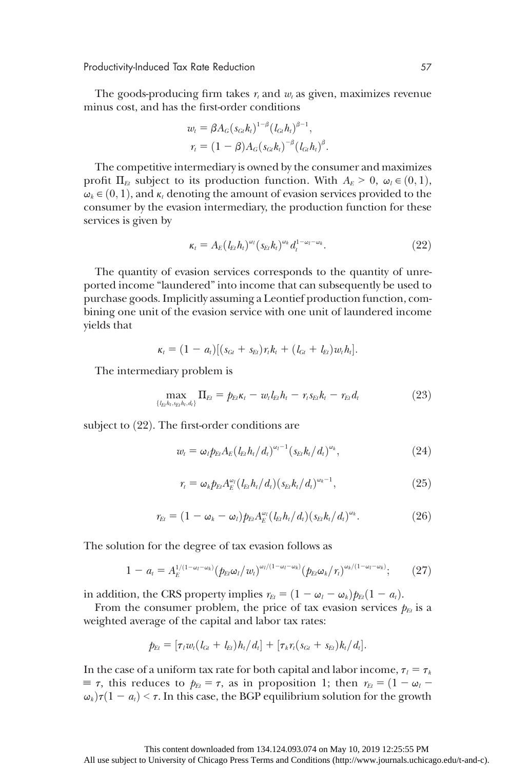The goods-producing firm takes $r_t$ and $w_t$ as given, maximizes revenue minus cost, and has the first-order conditions

$$w_t = \beta A_G (s_{Gt} k_t)^{1-\beta} (l_{Gt} h_t)^{\beta - 1},$$
$$r_t = (1-\beta) A_G (s_{Gt} k_t)^{-\beta} (l_{Gt} h_t)^{\beta}.$$

The competitive intermediary is owned by the consumer and maximizes profit $\Pi_{Et}$ subject to its production function. With $A_E > 0$, $\omega_l \in (0,1)$, $\omega_k \in (0,1)$, and $\kappa_t$ denoting the amount of evasion services provided to the consumer by the evasion intermediary, the production function for these services is given by

$$\kappa_t = A_E (l_{Et} h_t)^{\omega_l} (s_{Et} k_t)^{\omega_k} d_t^{1-\omega_l-\omega_k}. \tag{22}$$

The quantity of evasion services corresponds to the quantity of unreported income "laundered" into income that can subsequently be used to purchase goods. Implicitly assuming a Leontief production function, combining one unit of the evasion service with one unit of laundered income yields that

$$\kappa_t = (1-a_t)[(s_{Gt} + s_{Et}) r_t k_t + (l_{Gt} + l_{Et}) w_t h_t].$$

The intermediary problem is

$$\max_{\{l_{Et} h_t, s_{Et} h_t, d_t\}} \Pi_{Et} = p_{Et} \kappa_t - w_t l_{Et} h_t - r_t s_{Et} k_t - r_{Et} d_t \tag{23}$$

subject to (22). The first-order conditions are

$$w_t = \omega_l p_{Et} A_E (l_{Et} h_t / d_t)^{\omega_l - 1} (s_{Et} k_t / d_t)^{\omega_k}, \tag{24}$$

$$r_t = \omega_k p_{Et} A_E^{\omega_l} (l_{Et} h_t / d_t)(s_{Et} k_t / d_t)^{\omega_k - 1}, \tag{25}$$

$$r_{Et} = (1 - \omega_k - \omega_l) p_{Et} A_E^{\omega_l} (l_{Et} h_t / d_t)(s_{Et} k_t / d_t)^{\omega_k}. \tag{26}$$

The solution for the degree of tax evasion follows as

$$1 - a_t = A_E^{1/(1-\omega_l-\omega_k)} (p_{Et} \omega_l / w_t)^{\omega_l/(1-\omega_l-\omega_k)} (p_{Et} \omega_k / r_t)^{\omega_k/(1-\omega_l-\omega_k)}; \tag{27}$$

in addition, the CRS property implies $r_{Et} = (1 - \omega_l - \omega_k) p_{Et} (1 - a_t)$.

From the consumer problem, the price of tax evasion services $p_{Et}$ is a weighted average of the capital and labor tax rates:

$$p_{Et} = [\tau_l w_t (l_{Gt} + l_{Et}) h_t / d_t] + [\tau_k r_t (s_{Gt} + s_{Et}) k_t / d_t].$$

In the case of a uniform tax rate for both capital and labor income, $\tau_l = \tau_k \equiv \tau$, this reduces to $p_{Et} = \tau$, as in proposition 1; then $r_{Et} = (1 - \omega_l - \omega_k)\tau(1 - a_t) < \tau$. In this case, the BGP equilibrium solution for the growth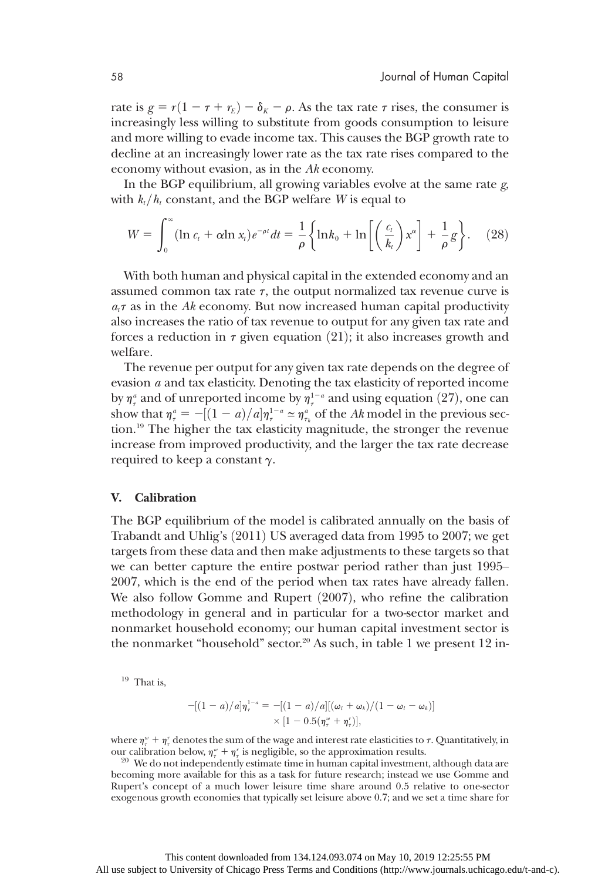rate is $g = r(1 - \tau + r_E) - \delta_K - \rho$. As the tax rate $\tau$ rises, the consumer is increasingly less willing to substitute from goods consumption to leisure and more willing to evade income tax. This causes the BGP growth rate to decline at an increasingly lower rate as the tax rate rises compared to the economy without evasion, as in the *Ak* economy.

In the BGP equilibrium, all growing variables evolve at the same rate $g$, with $k_t/h_t$ constant, and the BGP welfare $W$ is equal to

$$W = \int_0^\infty (\ln c_t + \alpha \ln x_t) e^{-\rho t} dt = \frac{1}{\rho}\left\{\ln k_0 + \ln\left[\left(\frac{c_t}{k_t}\right)x^\alpha\right] + \frac{1}{\rho}g\right\}. \quad (28)$$

With both human and physical capital in the extended economy and an assumed common tax rate $\tau$, the output normalized tax revenue curve is $a_t\tau$ as in the *Ak* economy. But now increased human capital productivity also increases the ratio of tax revenue to output for any given tax rate and forces a reduction in $\tau$ given equation (21); it also increases growth and welfare.

The revenue per output for any given tax rate depends on the degree of evasion $a$ and tax elasticity. Denoting the tax elasticity of reported income by $\eta_\tau^a$ and of unreported income by $\eta_\tau^{1-a}$ and using equation (27), one can show that $\eta_\tau^a = -[(1-a)/a]\eta_\tau^{1-a} \simeq \eta_{\tau_k}^a$ of the *Ak* model in the previous section.[19] The higher the tax elasticity magnitude, the stronger the revenue increase from improved productivity, and the larger the tax rate decrease required to keep a constant $\gamma$.

## V. Calibration

The BGP equilibrium of the model is calibrated annually on the basis of Trabandt and Uhlig's (2011) US averaged data from 1995 to 2007; we get targets from these data and then make adjustments to these targets so that we can better capture the entire postwar period rather than just 1995–2007, which is the end of the period when tax rates have already fallen. We also follow Gomme and Rupert (2007), who refine the calibration methodology in general and in particular for a two-sector market and nonmarket household economy; our human capital investment sector is the nonmarket "household" sector.[20] As such, in table 1 we present 12 in-

---

[19] That is,

$$-[(1-a)/a]\eta_\tau^{1-a} = -[(1-a)/a][(\omega_l + \omega_k)/(1 - \omega_l - \omega_k)] \times [1 - 0.5(\eta_\tau^w + \eta_\tau^r)],$$

where $\eta_\tau^w + \eta_\tau^r$ denotes the sum of the wage and interest rate elasticities to $\tau$. Quantitatively, in our calibration below, $\eta_\tau^w + \eta_\tau^r$ is negligible, so the approximation results.

[20] We do not independently estimate time in human capital investment, although data are becoming more available for this as a task for future research; instead we use Gomme and Rupert's concept of a much lower leisure time share around 0.5 relative to one-sector exogenous growth economies that typically set leisure above 0.7; and we set a time share for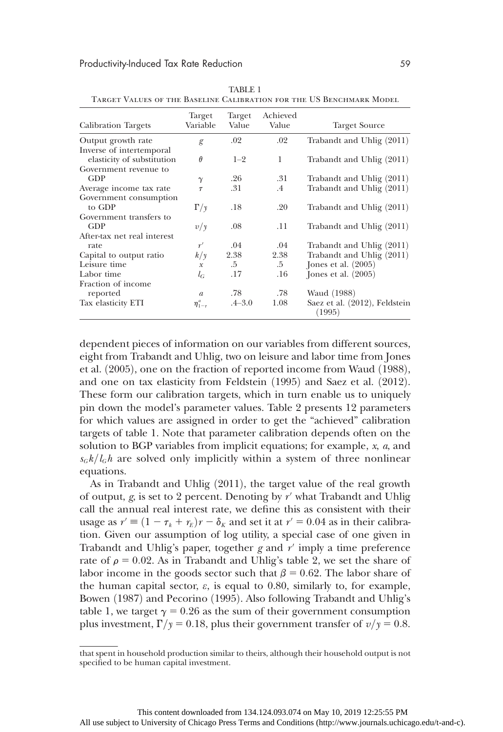TABLE 1

Target Values of the Baseline Calibration for the US Benchmark Model

| Calibration Targets | Target Variable | Target Value | Achieved Value | Target Source |
|---|---|---|---|---|
| Output growth rate | $g$ | .02 | .02 | Trabandt and Uhlig (2011) |
| Inverse of intertemporal elasticity of substitution | $\theta$ | 1–2 | 1 | Trabandt and Uhlig (2011) |
| Government revenue to GDP | $\gamma$ | .26 | .31 | Trabandt and Uhlig (2011) |
| Average income tax rate | $\tau$ | .31 | .4 | Trabandt and Uhlig (2011) |
| Government consumption to GDP | $\Gamma/y$ | .18 | .20 | Trabandt and Uhlig (2011) |
| Government transfers to GDP | $v/y$ | .08 | .11 | Trabandt and Uhlig (2011) |
| After-tax net real interest rate | $r'$ | .04 | .04 | Trabandt and Uhlig (2011) |
| Capital to output ratio | $k/y$ | 2.38 | 2.38 | Trabandt and Uhlig (2011) |
| Leisure time | $x$ | .5 | .5 | Jones et al. (2005) |
| Labor time | $l_G$ | .17 | .16 | Jones et al. (2005) |
| Fraction of income reported | $a$ | .78 | .78 | Waud (1988) |
| Tax elasticity ETI | $\eta^{a}_{1-\tau}$ | .4–3.0 | 1.08 | Saez et al. (2012), Feldstein (1995) |

dependent pieces of information on our variables from different sources, eight from Trabandt and Uhlig, two on leisure and labor time from Jones et al. (2005), one on the fraction of reported income from Waud (1988), and one on tax elasticity from Feldstein (1995) and Saez et al. (2012). These form our calibration targets, which in turn enable us to uniquely pin down the model's parameter values. Table 2 presents 12 parameters for which values are assigned in order to get the "achieved" calibration targets of table 1. Note that parameter calibration depends often on the solution to BGP variables from implicit equations; for example, $x$, $a$, and $s_G k/l_G h$ are solved only implicitly within a system of three nonlinear equations.

As in Trabandt and Uhlig (2011), the target value of the real growth of output, $g$, is set to 2 percent. Denoting by $r'$ what Trabandt and Uhlig call the annual real interest rate, we define this as consistent with their usage as $r' \equiv (1 - \tau_k + r_E)r - \delta_K$ and set it at $r' = 0.04$ as in their calibration. Given our assumption of log utility, a special case of one given in Trabandt and Uhlig's paper, together $g$ and $r'$ imply a time preference rate of $\rho = 0.02$. As in Trabandt and Uhlig's table 2, we set the share of labor income in the goods sector such that $\beta = 0.62$. The labor share of the human capital sector, $\varepsilon$, is equal to 0.80, similarly to, for example, Bowen (1987) and Pecorino (1995). Also following Trabandt and Uhlig's table 1, we target $\gamma = 0.26$ as the sum of their government consumption plus investment, $\Gamma/y = 0.18$, plus their government transfer of $v/y = 0.8$.

that spent in household production similar to theirs, although their household output is not specified to be human capital investment.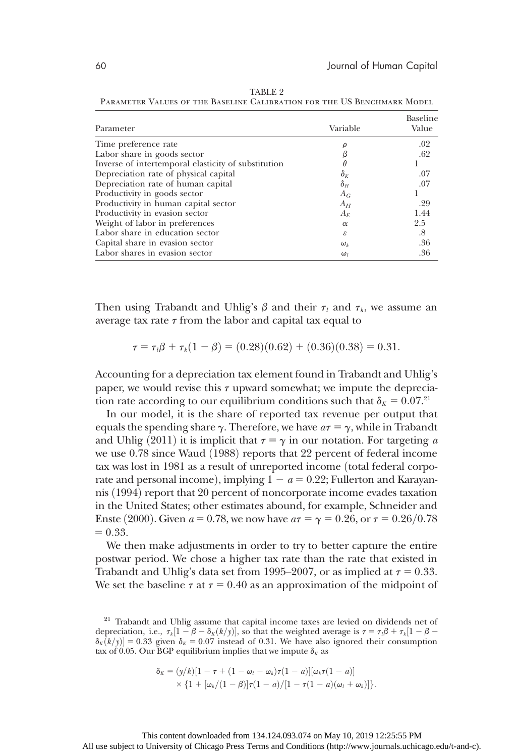TABLE 2
Parameter Values of the Baseline Calibration for the US Benchmark Model

| Parameter | Variable | Baseline Value |
|---|---|---|
| Time preference rate | $\rho$ | .02 |
| Labor share in goods sector | $\beta$ | .62 |
| Inverse of intertemporal elasticity of substitution | $\theta$ | 1 |
| Depreciation rate of physical capital | $\delta_K$ | .07 |
| Depreciation rate of human capital | $\delta_H$ | .07 |
| Productivity in goods sector | $A_G$ | 1 |
| Productivity in human capital sector | $A_H$ | .29 |
| Productivity in evasion sector | $A_E$ | 1.44 |
| Weight of labor in preferences | $\alpha$ | 2.5 |
| Labor share in education sector | $\varepsilon$ | .8 |
| Capital share in evasion sector | $\omega_k$ | .36 |
| Labor shares in evasion sector | $\omega_l$ | .36 |

Then using Trabandt and Uhlig's $\beta$ and their $\tau_l$ and $\tau_k$, we assume an average tax rate $\tau$ from the labor and capital tax equal to

$$\tau = \tau_l\beta + \tau_k(1 - \beta) = (0.28)(0.62) + (0.36)(0.38) = 0.31.$$

Accounting for a depreciation tax element found in Trabandt and Uhlig's paper, we would revise this $\tau$ upward somewhat; we impute the depreciation rate according to our equilibrium conditions such that $\delta_K = 0.07$.[21]

In our model, it is the share of reported tax revenue per output that equals the spending share $\gamma$. Therefore, we have $a\tau = \gamma$, while in Trabandt and Uhlig (2011) it is implicit that $\tau = \gamma$ in our notation. For targeting $a$ we use 0.78 since Waud (1988) reports that 22 percent of federal income tax was lost in 1981 as a result of unreported income (total federal corporate and personal income), implying $1 - a = 0.22$; Fullerton and Karayannis (1994) report that 20 percent of noncorporate income evades taxation in the United States; other estimates abound, for example, Schneider and Enste (2000). Given $a = 0.78$, we now have $a\tau = \gamma = 0.26$, or $\tau = 0.26/0.78 = 0.33$.

We then make adjustments in order to try to better capture the entire postwar period. We chose a higher tax rate than the rate that existed in Trabandt and Uhlig's data set from 1995–2007, or as implied at $\tau = 0.33$. We set the baseline $\tau$ at $\tau = 0.40$ as an approximation of the midpoint of

[21] Trabandt and Uhlig assume that capital income taxes are levied on dividends net of depreciation, i.e., $\tau_k[1 - \beta - \delta_K(k/y)]$, so that the weighted average is $\tau = \tau_l\beta + \tau_k[1 - \beta - \delta_K(k/y)] = 0.33$ given $\delta_K = 0.07$ instead of 0.31. We have also ignored their consumption tax of 0.05. Our BGP equilibrium implies that we impute $\delta_K$ as

$$\delta_K = (y/k)[1 - \tau + (1 - \omega_l - \omega_k)\tau(1 - a)][\omega_k\tau(1 - a)] \times \{1 + [\omega_k/(1 - \beta)]\tau(1 - a)/[1 - \tau(1 - a)(\omega_l + \omega_k)]\}.$$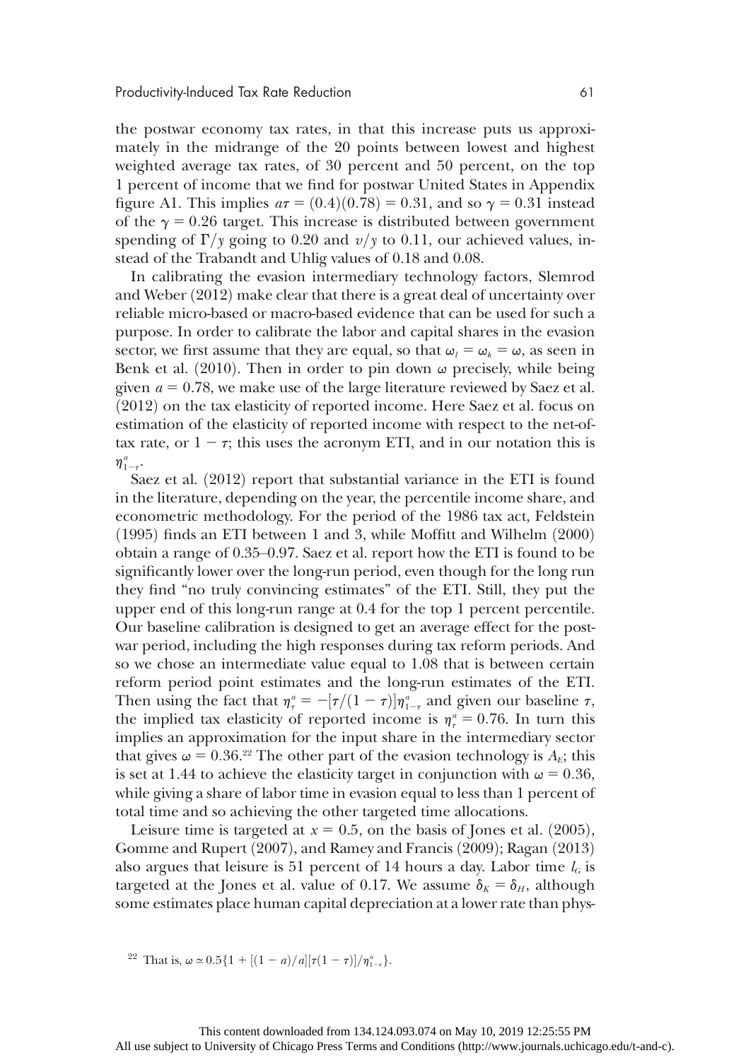the postwar economy tax rates, in that this increase puts us approximately in the midrange of the 20 points between lowest and highest weighted average tax rates, of 30 percent and 50 percent, on the top 1 percent of income that we find for postwar United States in Appendix figure A1. This implies $a\tau = (0.4)(0.78) = 0.31$, and so $\gamma = 0.31$ instead of the $\gamma = 0.26$ target. This increase is distributed between government spending of $\Gamma/y$ going to 0.20 and $v/y$ to 0.11, our achieved values, instead of the Trabandt and Uhlig values of 0.18 and 0.08.

In calibrating the evasion intermediary technology factors, Slemrod and Weber (2012) make clear that there is a great deal of uncertainty over reliable micro-based or macro-based evidence that can be used for such a purpose. In order to calibrate the labor and capital shares in the evasion sector, we first assume that they are equal, so that $\omega_l = \omega_k = \omega$, as seen in Benk et al. (2010). Then in order to pin down $\omega$ precisely, while being given $a = 0.78$, we make use of the large literature reviewed by Saez et al. (2012) on the tax elasticity of reported income. Here Saez et al. focus on estimation of the elasticity of reported income with respect to the net-of-tax rate, or $1 - \tau$; this uses the acronym ETI, and in our notation this is $\eta^a_{1-\tau}$.

Saez et al. (2012) report that substantial variance in the ETI is found in the literature, depending on the year, the percentile income share, and econometric methodology. For the period of the 1986 tax act, Feldstein (1995) finds an ETI between 1 and 3, while Moffitt and Wilhelm (2000) obtain a range of 0.35–0.97. Saez et al. report how the ETI is found to be significantly lower over the long-run period, even though for the long run they find "no truly convincing estimates" of the ETI. Still, they put the upper end of this long-run range at 0.4 for the top 1 percent percentile. Our baseline calibration is designed to get an average effect for the postwar period, including the high responses during tax reform periods. And so we chose an intermediate value equal to 1.08 that is between certain reform period point estimates and the long-run estimates of the ETI. Then using the fact that $\eta^a_\tau = -[\tau/(1-\tau)]\eta^a_{1-\tau}$ and given our baseline $\tau$, the implied tax elasticity of reported income is $\eta^a_\tau = 0.76$. In turn this implies an approximation for the input share in the intermediary sector that gives $\omega = 0.36$.[22] The other part of the evasion technology is $A_E$; this is set at 1.44 to achieve the elasticity target in conjunction with $\omega = 0.36$, while giving a share of labor time in evasion equal to less than 1 percent of total time and so achieving the other targeted time allocations.

Leisure time is targeted at $x = 0.5$, on the basis of Jones et al. (2005), Gomme and Rupert (2007), and Ramey and Francis (2009); Ragan (2013) also argues that leisure is 51 percent of 14 hours a day. Labor time $l_G$ is targeted at the Jones et al. value of 0.17. We assume $\delta_K = \delta_H$, although some estimates place human capital depreciation at a lower rate than phys-

[22] That is, $\omega \simeq 0.5\{1 + [(1-a)/a][\tau(1-\tau)]/\eta^a_{1-\tau}\}$.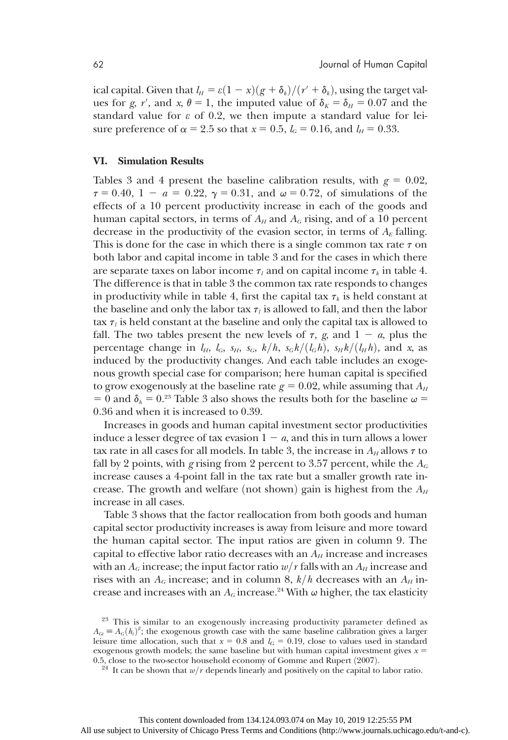ical capital. Given that $l_H = \varepsilon(1 - x)(g + \delta_k)/(r' + \delta_k)$, using the target values for $g$, $r'$, and $x$, $\theta = 1$, the imputed value of $\delta_K = \delta_H = 0.07$ and the standard value for $\varepsilon$ of 0.2, we then impute a standard value for leisure preference of $\alpha = 2.5$ so that $x = 0.5$, $l_G = 0.16$, and $l_H = 0.33$.

## VI. Simulation Results

Tables 3 and 4 present the baseline calibration results, with $g = 0.02$, $\tau = 0.40$, $1 - a = 0.22$, $\gamma = 0.31$, and $\omega = 0.72$, of simulations of the effects of a 10 percent productivity increase in each of the goods and human capital sectors, in terms of $A_H$ and $A_G$ rising, and of a 10 percent decrease in the productivity of the evasion sector, in terms of $A_E$ falling. This is done for the case in which there is a single common tax rate $\tau$ on both labor and capital income in table 3 and for the cases in which there are separate taxes on labor income $\tau_l$ and on capital income $\tau_k$ in table 4. The difference is that in table 3 the common tax rate responds to changes in productivity while in table 4, first the capital tax $\tau_k$ is held constant at the baseline and only the labor tax $\tau_l$ is allowed to fall, and then the labor tax $\tau_l$ is held constant at the baseline and only the capital tax is allowed to fall. The two tables present the new levels of $\tau$, $g$, and $1 - a$, plus the percentage change in $l_H$, $l_G$, $s_H$, $s_G$, $k/h$, $s_G k/(l_G h)$, $s_H k/(l_H h)$, and $x$, as induced by the productivity changes. And each table includes an exogenous growth special case for comparison; here human capital is specified to grow exogenously at the baseline rate $g = 0.02$, while assuming that $A_H = 0$ and $\delta_h = 0$.[23] Table 3 also shows the results both for the baseline $\omega = 0.36$ and when it is increased to 0.39.

Increases in goods and human capital investment sector productivities induce a lesser degree of tax evasion $1 - a$, and this in turn allows a lower tax rate in all cases for all models. In table 3, the increase in $A_H$ allows $\tau$ to fall by 2 points, with $g$ rising from 2 percent to 3.57 percent, while the $A_G$ increase causes a 4-point fall in the tax rate but a smaller growth rate increase. The growth and welfare (not shown) gain is highest from the $A_H$ increase in all cases.

Table 3 shows that the factor reallocation from both goods and human capital sector productivity increases is away from leisure and more toward the human capital sector. The input ratios are given in column 9. The capital to effective labor ratio decreases with an $A_H$ increase and increases with an $A_G$ increase; the input factor ratio $w/r$ falls with an $A_H$ increase and rises with an $A_G$ increase; and in column 8, $k/h$ decreases with an $A_H$ increase and increases with an $A_G$ increase.[24] With $\omega$ higher, the tax elasticity

[23] This is similar to an exogenously increasing productivity parameter defined as $A_{Gt} \equiv A_G(h_t)^\beta$; the exogenous growth case with the same baseline calibration gives a larger leisure time allocation, such that $x = 0.8$ and $l_G = 0.19$, close to values used in standard exogenous growth models; the same baseline but with human capital investment gives $x = 0.5$, close to the two-sector household economy of Gomme and Rupert (2007).

[24] It can be shown that $w/r$ depends linearly and positively on the capital to labor ratio.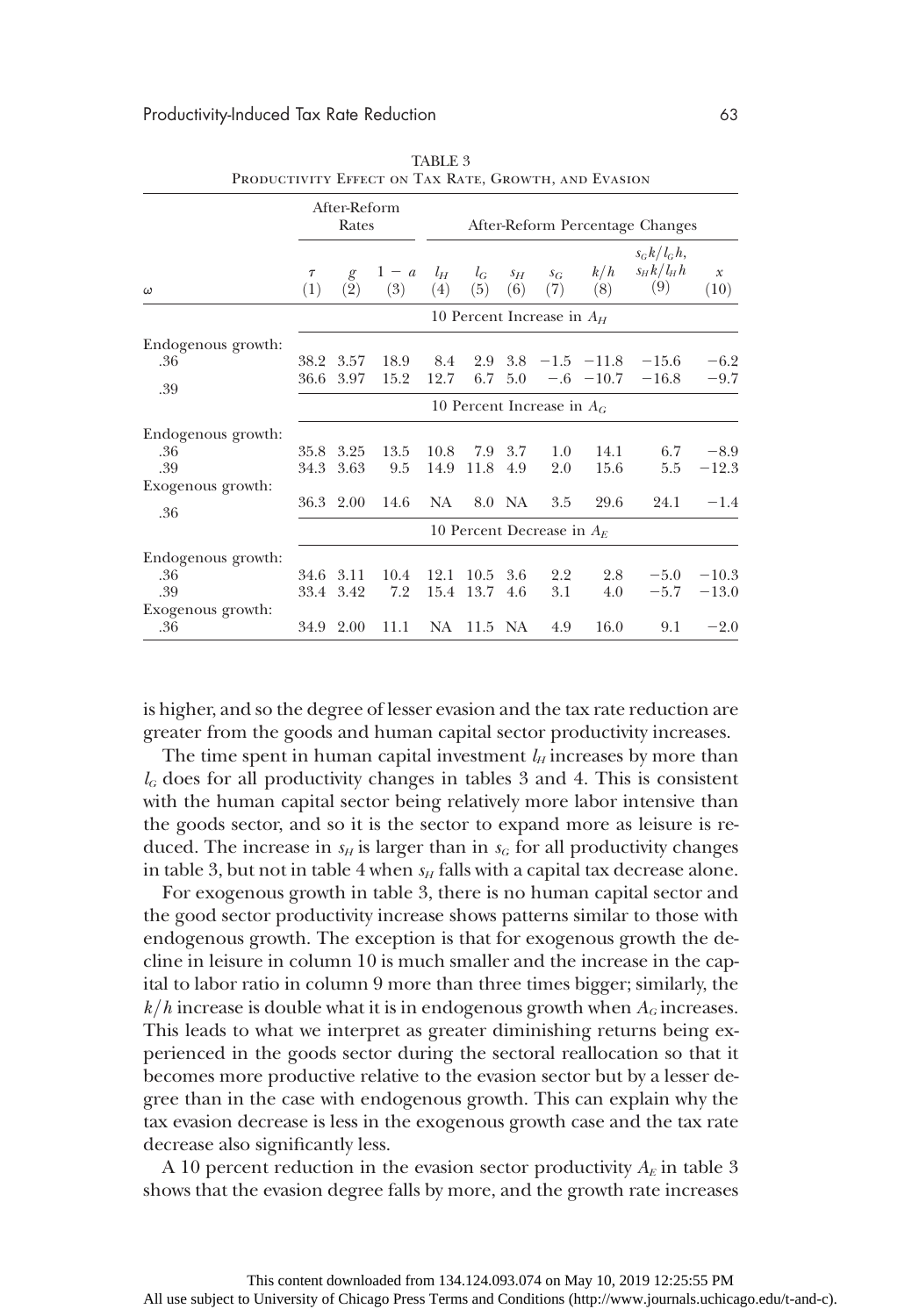TABLE 3

Productivity Effect on Tax Rate, Growth, and Evasion

| $\omega$ | After-Reform Rates | | | After-Reform Percentage Changes | | | | | | |
|---|---|---|---|---|---|---|---|---|---|---|
| | $\tau$ (1) | $g$ (2) | $1-a$ (3) | $l_H$ (4) | $l_G$ (5) | $s_H$ (6) | $s_G$ (7) | $k/h$ (8) | $s_G k/l_G h$, $s_H k/l_H h$ (9) | $x$ (10) |
| | 10 Percent Increase in $A_H$ | | | | | | | | | |
| Endogenous growth: | | | | | | | | | | |
| .36 | 38.2 | 3.57 | 18.9 | 8.4 | 2.9 | 3.8 | −1.5 | −11.8 | −15.6 | −6.2 |
| .39 | 36.6 | 3.97 | 15.2 | 12.7 | 6.7 | 5.0 | −.6 | −10.7 | −16.8 | −9.7 |
| | 10 Percent Increase in $A_G$ | | | | | | | | | |
| Endogenous growth: | | | | | | | | | | |
| .36 | 35.8 | 3.25 | 13.5 | 10.8 | 7.9 | 3.7 | 1.0 | 14.1 | 6.7 | −8.9 |
| .39 | 34.3 | 3.63 | 9.5 | 14.9 | 11.8 | 4.9 | 2.0 | 15.6 | 5.5 | −12.3 |
| Exogenous growth: | | | | | | | | | | |
| .36 | 36.3 | 2.00 | 14.6 | NA | 8.0 | NA | 3.5 | 29.6 | 24.1 | −1.4 |
| | 10 Percent Decrease in $A_E$ | | | | | | | | | |
| Endogenous growth: | | | | | | | | | | |
| .36 | 34.6 | 3.11 | 10.4 | 12.1 | 10.5 | 3.6 | 2.2 | 2.8 | −5.0 | −10.3 |
| .39 | 33.4 | 3.42 | 7.2 | 15.4 | 13.7 | 4.6 | 3.1 | 4.0 | −5.7 | −13.0 |
| Exogenous growth: | | | | | | | | | | |
| .36 | 34.9 | 2.00 | 11.1 | NA | 11.5 | NA | 4.9 | 16.0 | 9.1 | −2.0 |

is higher, and so the degree of lesser evasion and the tax rate reduction are greater from the goods and human capital sector productivity increases.

The time spent in human capital investment $l_H$ increases by more than $l_G$ does for all productivity changes in tables 3 and 4. This is consistent with the human capital sector being relatively more labor intensive than the goods sector, and so it is the sector to expand more as leisure is reduced. The increase in $s_H$ is larger than in $s_G$ for all productivity changes in table 3, but not in table 4 when $s_H$ falls with a capital tax decrease alone.

For exogenous growth in table 3, there is no human capital sector and the good sector productivity increase shows patterns similar to those with endogenous growth. The exception is that for exogenous growth the decline in leisure in column 10 is much smaller and the increase in the capital to labor ratio in column 9 more than three times bigger; similarly, the $k/h$ increase is double what it is in endogenous growth when $A_G$ increases. This leads to what we interpret as greater diminishing returns being experienced in the goods sector during the sectoral reallocation so that it becomes more productive relative to the evasion sector but by a lesser degree than in the case with endogenous growth. This can explain why the tax evasion decrease is less in the exogenous growth case and the tax rate decrease also significantly less.

A 10 percent reduction in the evasion sector productivity $A_E$ in table 3 shows that the evasion degree falls by more, and the growth rate increases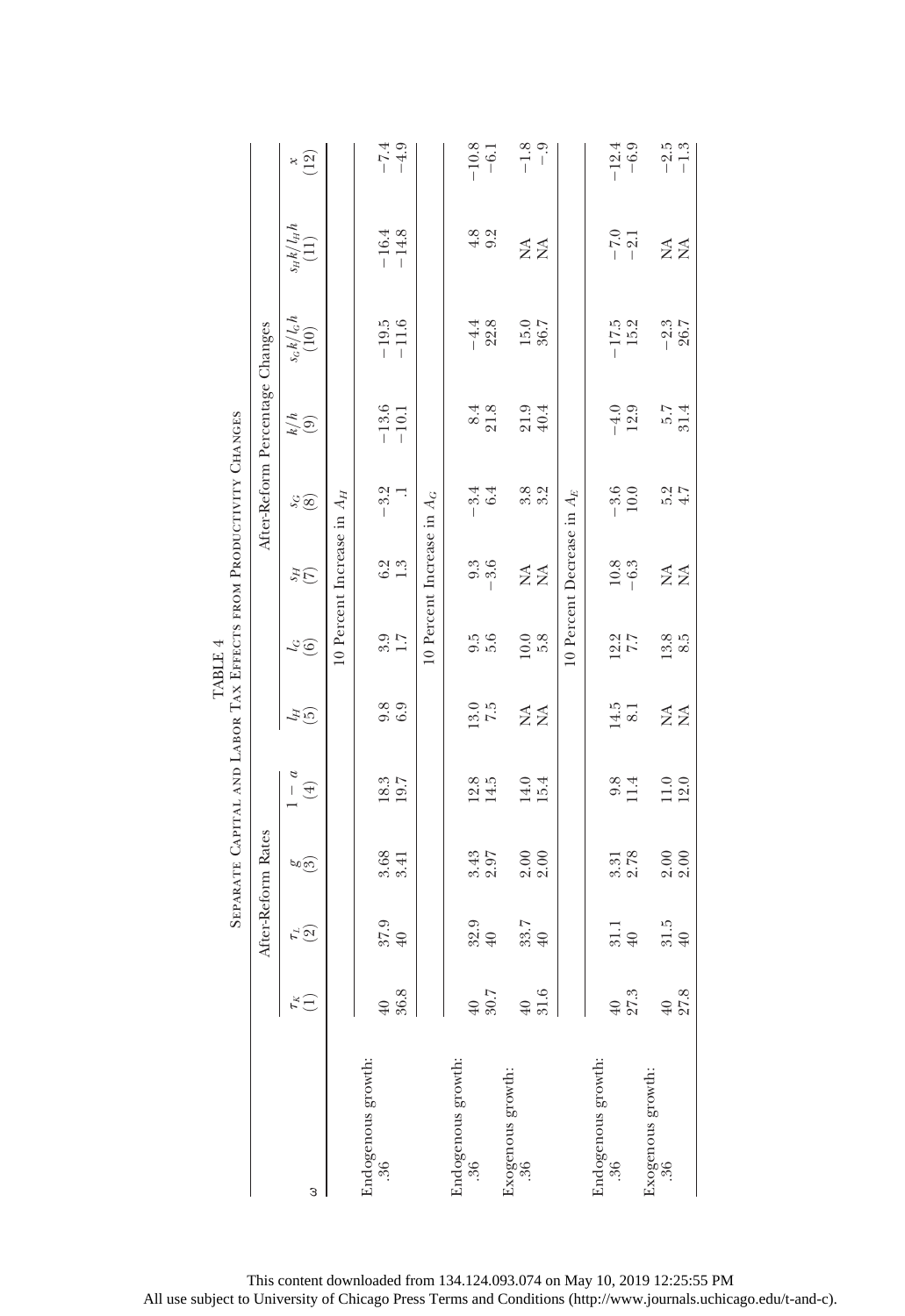TABLE 4

Separate Capital and Labor Tax Effects from Productivity Changes

| ω | After-Reform Rates | | | | After-Reform Percentage Changes | | | | | | | |
|---|---|---|---|---|---|---|---|---|---|---|---|---|
| | $\tau_K$ (1) | $\tau_L$ (2) | $g$ (3) | $1 - a$ (4) | $l_H$ (5) | $l_G$ (6) | $s_H$ (7) | $s_G$ (8) | $k/h$ (9) | $s_G k/l_G h$ (10) | $s_H k/l_H h$ (11) | $x$ (12) |
| | | | | | 10 Percent Increase in $A_H$ | | | | | | | |
| Endogenous growth: | | | | | | | | | | | | |
| .36 | 40 | 37.9 | 3.68 | 18.3 | 9.8 | 3.9 | 6.2 | −3.2 | −13.6 | −19.5 | −16.4 | −7.4 |
| | 36.8 | 40 | 3.41 | 19.7 | 6.9 | 1.7 | 1.3 | .1 | −10.1 | −11.6 | −14.8 | −4.9 |
| | | | | | 10 Percent Increase in $A_G$ | | | | | | | |
| Endogenous growth: | | | | | | | | | | | | |
| .36 | 40 | 32.9 | 3.43 | 12.8 | 13.0 | 9.5 | 9.3 | −3.4 | 8.4 | −4.4 | 4.8 | −10.8 |
| | 30.7 | 40 | 2.97 | 14.5 | 7.5 | 5.6 | −3.6 | 6.4 | 21.8 | 22.8 | 9.2 | −6.1 |
| Exogenous growth: | | | | | | | | | | | | |
| .36 | 40 | 33.7 | 2.00 | 14.0 | NA | 10.0 | NA | 3.8 | 21.9 | 15.0 | NA | −1.8 |
| | 31.6 | 40 | 2.00 | 15.4 | NA | 5.8 | NA | 3.2 | 40.4 | 36.7 | NA | −.9 |
| | | | | | 10 Percent Decrease in $A_E$ | | | | | | | |
| Endogenous growth: | | | | | | | | | | | | |
| .36 | 40 | 31.1 | 3.31 | 9.8 | 14.5 | 12.2 | 10.8 | −3.6 | −4.0 | −17.5 | −7.0 | −12.4 |
| | 27.3 | 40 | 2.78 | 11.4 | 8.1 | 7.7 | −6.3 | 10.0 | 12.9 | 15.2 | −2.1 | −6.9 |
| Exogenous growth: | | | | | | | | | | | | |
| .36 | 40 | 31.5 | 2.00 | 11.0 | NA | 13.8 | NA | 5.2 | 5.7 | −2.3 | NA | −2.5 |
| | 27.8 | 40 | 2.00 | 12.0 | NA | 8.5 | NA | 4.7 | 31.4 | 26.7 | NA | −1.3 |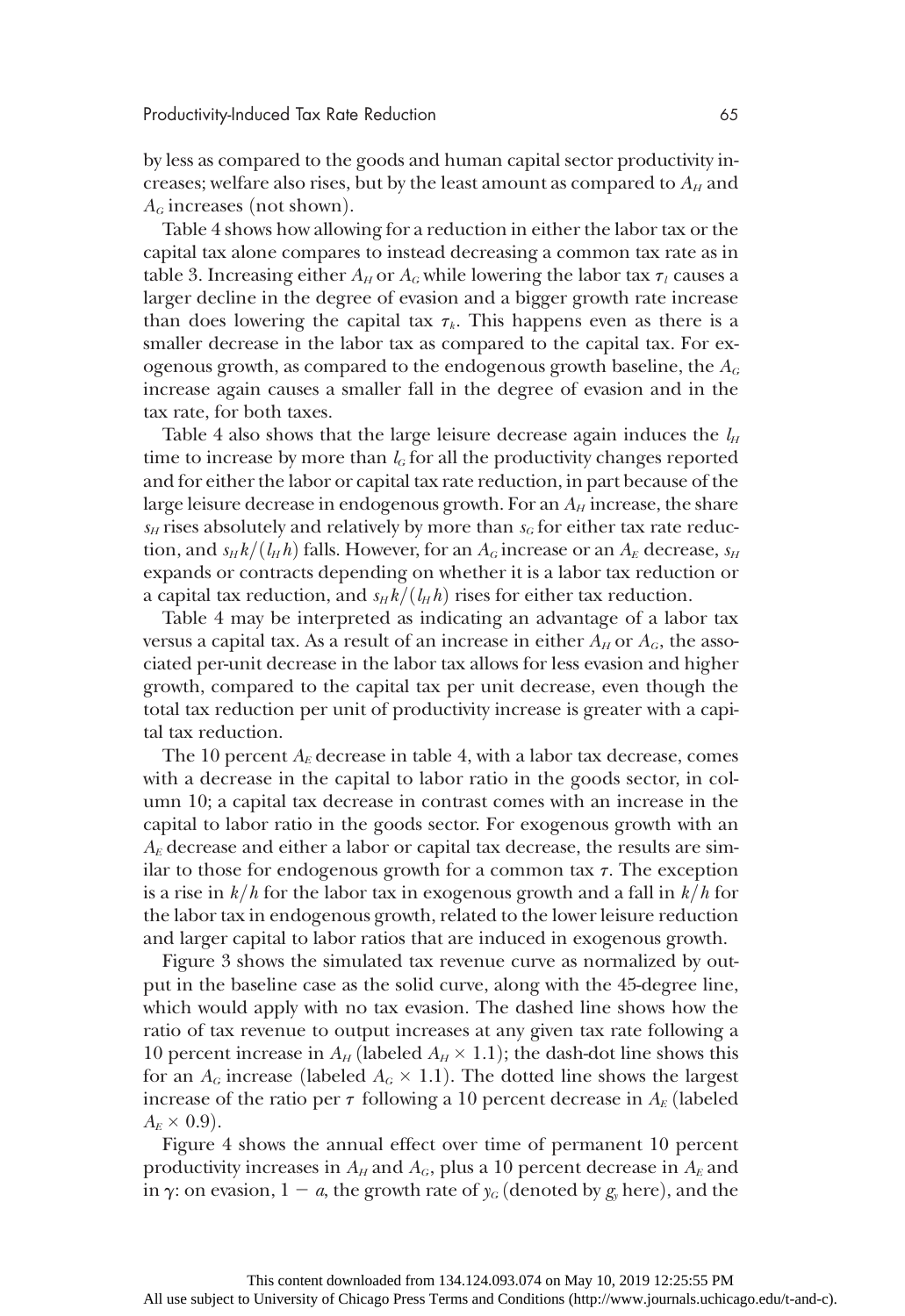by less as compared to the goods and human capital sector productivity increases; welfare also rises, but by the least amount as compared to $A_H$ and $A_G$ increases (not shown).

Table 4 shows how allowing for a reduction in either the labor tax or the capital tax alone compares to instead decreasing a common tax rate as in table 3. Increasing either $A_H$ or $A_G$ while lowering the labor tax $\tau_l$ causes a larger decline in the degree of evasion and a bigger growth rate increase than does lowering the capital tax $\tau_k$. This happens even as there is a smaller decrease in the labor tax as compared to the capital tax. For exogenous growth, as compared to the endogenous growth baseline, the $A_G$ increase again causes a smaller fall in the degree of evasion and in the tax rate, for both taxes.

Table 4 also shows that the large leisure decrease again induces the $l_H$ time to increase by more than $l_G$ for all the productivity changes reported and for either the labor or capital tax rate reduction, in part because of the large leisure decrease in endogenous growth. For an $A_H$ increase, the share $s_H$ rises absolutely and relatively by more than $s_G$ for either tax rate reduction, and $s_H k/(l_H h)$ falls. However, for an $A_G$ increase or an $A_E$ decrease, $s_H$ expands or contracts depending on whether it is a labor tax reduction or a capital tax reduction, and $s_H k/(l_H h)$ rises for either tax reduction.

Table 4 may be interpreted as indicating an advantage of a labor tax versus a capital tax. As a result of an increase in either $A_H$ or $A_G$, the associated per-unit decrease in the labor tax allows for less evasion and higher growth, compared to the capital tax per unit decrease, even though the total tax reduction per unit of productivity increase is greater with a capital tax reduction.

The 10 percent $A_E$ decrease in table 4, with a labor tax decrease, comes with a decrease in the capital to labor ratio in the goods sector, in column 10; a capital tax decrease in contrast comes with an increase in the capital to labor ratio in the goods sector. For exogenous growth with an $A_E$ decrease and either a labor or capital tax decrease, the results are similar to those for endogenous growth for a common tax $\tau$. The exception is a rise in $k/h$ for the labor tax in exogenous growth and a fall in $k/h$ for the labor tax in endogenous growth, related to the lower leisure reduction and larger capital to labor ratios that are induced in exogenous growth.

Figure 3 shows the simulated tax revenue curve as normalized by output in the baseline case as the solid curve, along with the 45-degree line, which would apply with no tax evasion. The dashed line shows how the ratio of tax revenue to output increases at any given tax rate following a 10 percent increase in $A_H$ (labeled $A_H \times 1.1$); the dash-dot line shows this for an $A_G$ increase (labeled $A_G \times 1.1$). The dotted line shows the largest increase of the ratio per $\tau$ following a 10 percent decrease in $A_E$ (labeled $A_E \times 0.9$).

Figure 4 shows the annual effect over time of permanent 10 percent productivity increases in $A_H$ and $A_G$, plus a 10 percent decrease in $A_E$ and in $\gamma$: on evasion, $1 - a$, the growth rate of $y_G$ (denoted by $g_y$ here), and the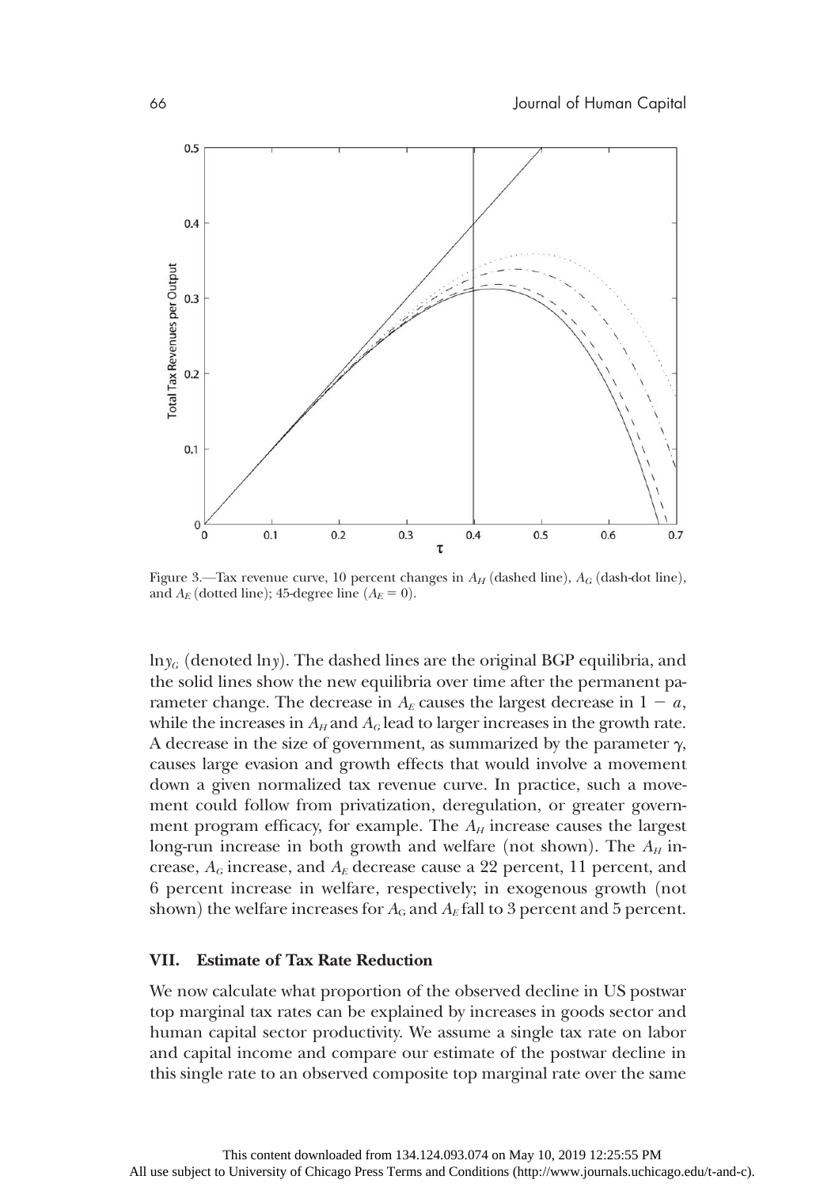Figure 3.—Tax revenue curve, 10 percent changes in $A_H$ (dashed line), $A_G$ (dash-dot line), and $A_E$ (dotted line); 45-degree line ($A_E = 0$).

$\ln y_G$ (denoted $\ln y$). The dashed lines are the original BGP equilibria, and the solid lines show the new equilibria over time after the permanent parameter change. The decrease in $A_E$ causes the largest decrease in $1 - a$, while the increases in $A_H$ and $A_G$ lead to larger increases in the growth rate. A decrease in the size of government, as summarized by the parameter $\gamma$, causes large evasion and growth effects that would involve a movement down a given normalized tax revenue curve. In practice, such a movement could follow from privatization, deregulation, or greater government program efficacy, for example. The $A_H$ increase causes the largest long-run increase in both growth and welfare (not shown). The $A_H$ increase, $A_G$ increase, and $A_E$ decrease cause a 22 percent, 11 percent, and 6 percent increase in welfare, respectively; in exogenous growth (not shown) the welfare increases for $A_G$ and $A_E$ fall to 3 percent and 5 percent.

## VII. Estimate of Tax Rate Reduction

We now calculate what proportion of the observed decline in US postwar top marginal tax rates can be explained by increases in goods sector and human capital sector productivity. We assume a single tax rate on labor and capital income and compare our estimate of the postwar decline in this single rate to an observed composite top marginal rate over the same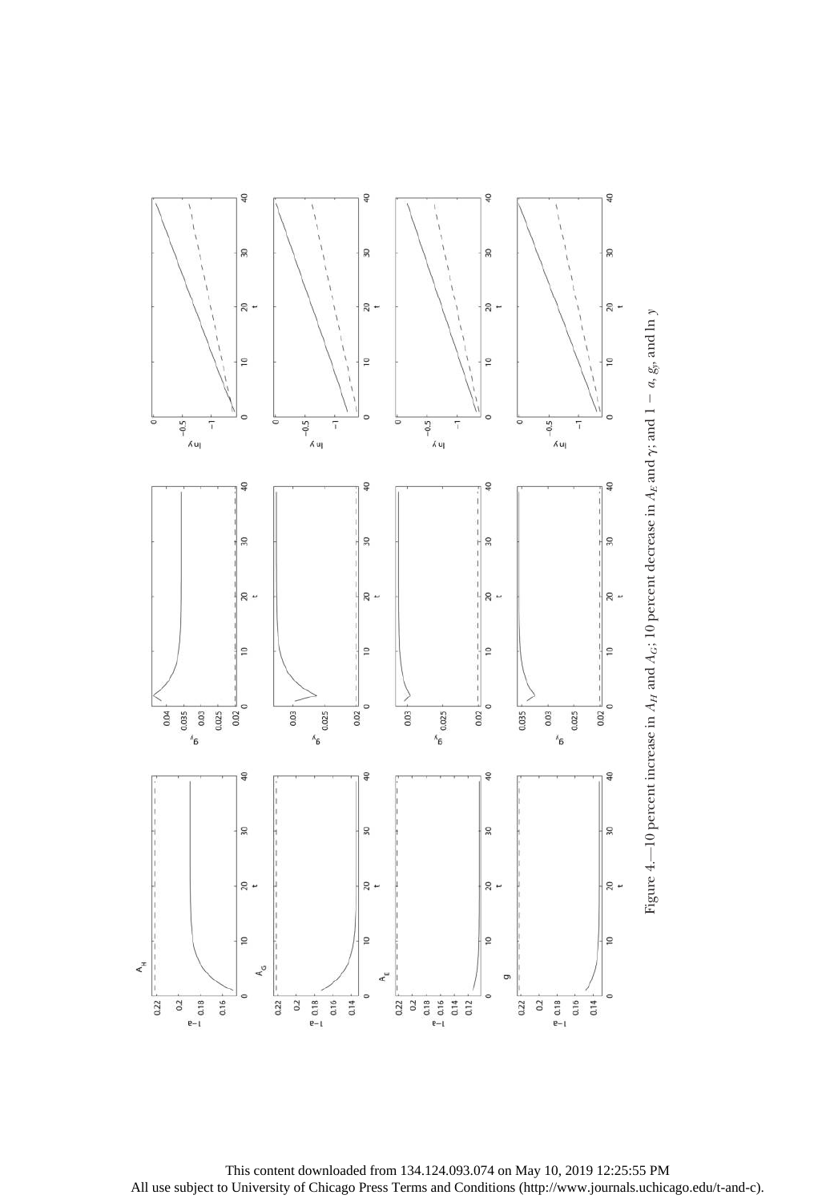Figure 4.—10 percent increase in $A_H$ and $A_G$; 10 percent decrease in $A_E$ and $\gamma$; and $1 - a$, $g_y$, and $\ln y$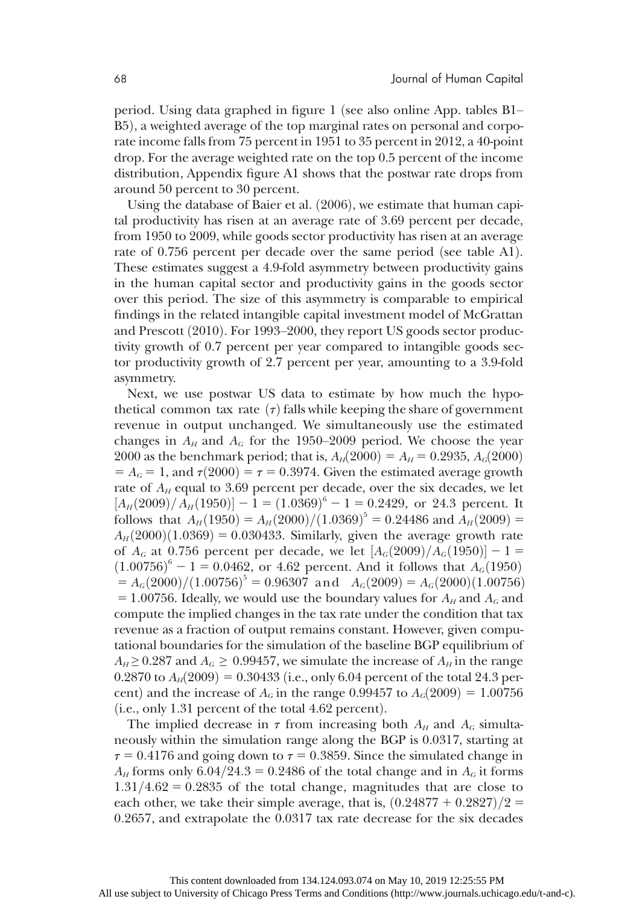period. Using data graphed in figure 1 (see also online App. tables B1–B5), a weighted average of the top marginal rates on personal and corporate income falls from 75 percent in 1951 to 35 percent in 2012, a 40-point drop. For the average weighted rate on the top 0.5 percent of the income distribution, Appendix figure A1 shows that the postwar rate drops from around 50 percent to 30 percent.

Using the database of Baier et al. (2006), we estimate that human capital productivity has risen at an average rate of 3.69 percent per decade, from 1950 to 2009, while goods sector productivity has risen at an average rate of 0.756 percent per decade over the same period (see table A1). These estimates suggest a 4.9-fold asymmetry between productivity gains in the human capital sector and productivity gains in the goods sector over this period. The size of this asymmetry is comparable to empirical findings in the related intangible capital investment model of McGrattan and Prescott (2010). For 1993–2000, they report US goods sector productivity growth of 0.7 percent per year compared to intangible goods sector productivity growth of 2.7 percent per year, amounting to a 3.9-fold asymmetry.

Next, we use postwar US data to estimate by how much the hypothetical common tax rate ($\tau$) falls while keeping the share of government revenue in output unchanged. We simultaneously use the estimated changes in $A_H$ and $A_G$ for the 1950–2009 period. We choose the year 2000 as the benchmark period; that is, $A_H(2000) = A_H = 0.2935$, $A_G(2000) = A_G = 1$, and $\tau(2000) = \tau = 0.3974$. Given the estimated average growth rate of $A_H$ equal to 3.69 percent per decade, over the six decades, we let $[A_H(2009)/A_H(1950)] - 1 = (1.0369)^6 - 1 = 0.2429$, or 24.3 percent. It follows that $A_H(1950) = A_H(2000)/(1.0369)^5 = 0.24486$ and $A_H(2009) = A_H(2000)(1.0369) = 0.030433$. Similarly, given the average growth rate of $A_G$ at 0.756 percent per decade, we let $[A_G(2009)/A_G(1950)] - 1 = (1.00756)^6 - 1 = 0.0462$, or 4.62 percent. And it follows that $A_G(1950) = A_G(2000)/(1.00756)^5 = 0.96307$ and $A_G(2009) = A_G(2000)(1.00756) = 1.00756$. Ideally, we would use the boundary values for $A_H$ and $A_G$ and compute the implied changes in the tax rate under the condition that tax revenue as a fraction of output remains constant. However, given computational boundaries for the simulation of the baseline BGP equilibrium of $A_H \geq 0.287$ and $A_G \geq 0.99457$, we simulate the increase of $A_H$ in the range 0.2870 to $A_H(2009) = 0.30433$ (i.e., only 6.04 percent of the total 24.3 percent) and the increase of $A_G$ in the range 0.99457 to $A_G(2009) = 1.00756$ (i.e., only 1.31 percent of the total 4.62 percent).

The implied decrease in $\tau$ from increasing both $A_H$ and $A_G$ simultaneously within the simulation range along the BGP is 0.0317, starting at $\tau = 0.4176$ and going down to $\tau = 0.3859$. Since the simulated change in $A_H$ forms only $6.04/24.3 = 0.2486$ of the total change and in $A_G$ it forms $1.31/4.62 = 0.2835$ of the total change, magnitudes that are close to each other, we take their simple average, that is, $(0.24877 + 0.2827)/2 = 0.2657$, and extrapolate the 0.0317 tax rate decrease for the six decades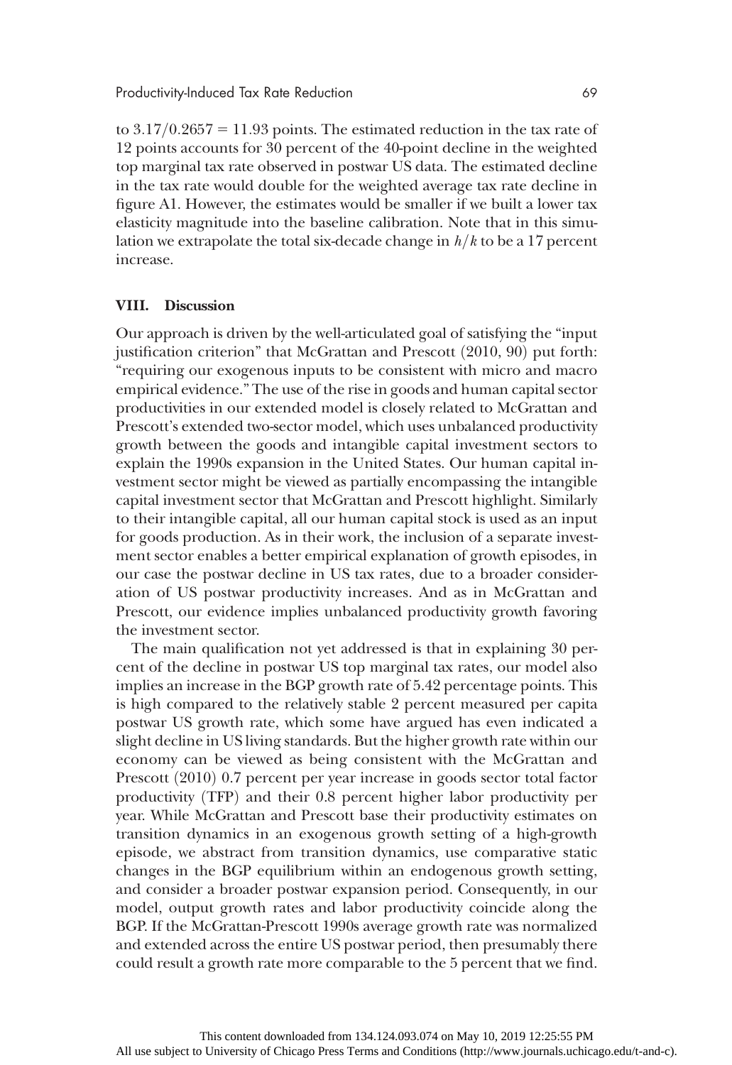to $3.17/0.2657 = 11.93$ points. The estimated reduction in the tax rate of 12 points accounts for 30 percent of the 40-point decline in the weighted top marginal tax rate observed in postwar US data. The estimated decline in the tax rate would double for the weighted average tax rate decline in figure A1. However, the estimates would be smaller if we built a lower tax elasticity magnitude into the baseline calibration. Note that in this simulation we extrapolate the total six-decade change in $h/k$ to be a 17 percent increase.

## VIII. Discussion

Our approach is driven by the well-articulated goal of satisfying the "input justification criterion" that McGrattan and Prescott (2010, 90) put forth: "requiring our exogenous inputs to be consistent with micro and macro empirical evidence." The use of the rise in goods and human capital sector productivities in our extended model is closely related to McGrattan and Prescott's extended two-sector model, which uses unbalanced productivity growth between the goods and intangible capital investment sectors to explain the 1990s expansion in the United States. Our human capital investment sector might be viewed as partially encompassing the intangible capital investment sector that McGrattan and Prescott highlight. Similarly to their intangible capital, all our human capital stock is used as an input for goods production. As in their work, the inclusion of a separate investment sector enables a better empirical explanation of growth episodes, in our case the postwar decline in US tax rates, due to a broader consideration of US postwar productivity increases. And as in McGrattan and Prescott, our evidence implies unbalanced productivity growth favoring the investment sector.

The main qualification not yet addressed is that in explaining 30 percent of the decline in postwar US top marginal tax rates, our model also implies an increase in the BGP growth rate of 5.42 percentage points. This is high compared to the relatively stable 2 percent measured per capita postwar US growth rate, which some have argued has even indicated a slight decline in US living standards. But the higher growth rate within our economy can be viewed as being consistent with the McGrattan and Prescott (2010) 0.7 percent per year increase in goods sector total factor productivity (TFP) and their 0.8 percent higher labor productivity per year. While McGrattan and Prescott base their productivity estimates on transition dynamics in an exogenous growth setting of a high-growth episode, we abstract from transition dynamics, use comparative static changes in the BGP equilibrium within an endogenous growth setting, and consider a broader postwar expansion period. Consequently, in our model, output growth rates and labor productivity coincide along the BGP. If the McGrattan-Prescott 1990s average growth rate was normalized and extended across the entire US postwar period, then presumably there could result a growth rate more comparable to the 5 percent that we find.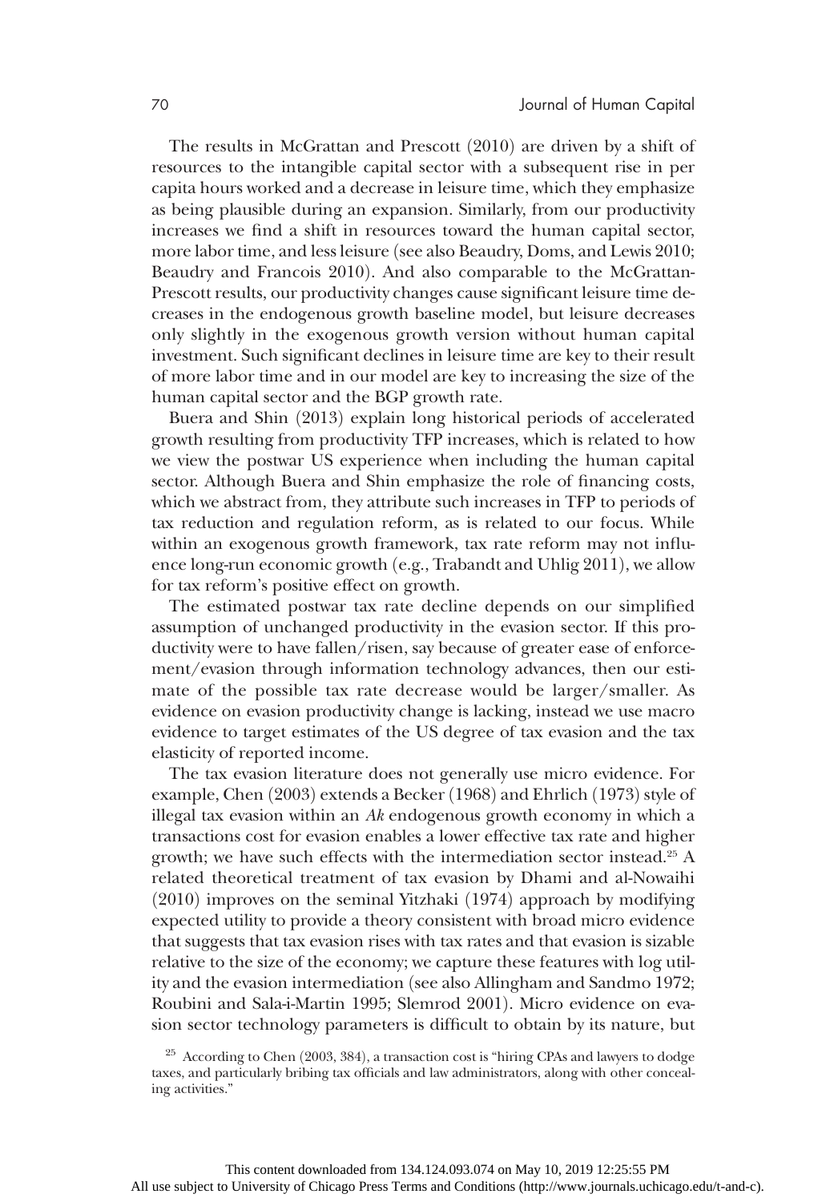The results in McGrattan and Prescott (2010) are driven by a shift of resources to the intangible capital sector with a subsequent rise in per capita hours worked and a decrease in leisure time, which they emphasize as being plausible during an expansion. Similarly, from our productivity increases we find a shift in resources toward the human capital sector, more labor time, and less leisure (see also Beaudry, Doms, and Lewis 2010; Beaudry and Francois 2010). And also comparable to the McGrattan-Prescott results, our productivity changes cause significant leisure time decreases in the endogenous growth baseline model, but leisure decreases only slightly in the exogenous growth version without human capital investment. Such significant declines in leisure time are key to their result of more labor time and in our model are key to increasing the size of the human capital sector and the BGP growth rate.

Buera and Shin (2013) explain long historical periods of accelerated growth resulting from productivity TFP increases, which is related to how we view the postwar US experience when including the human capital sector. Although Buera and Shin emphasize the role of financing costs, which we abstract from, they attribute such increases in TFP to periods of tax reduction and regulation reform, as is related to our focus. While within an exogenous growth framework, tax rate reform may not influence long-run economic growth (e.g., Trabandt and Uhlig 2011), we allow for tax reform's positive effect on growth.

The estimated postwar tax rate decline depends on our simplified assumption of unchanged productivity in the evasion sector. If this productivity were to have fallen/risen, say because of greater ease of enforcement/evasion through information technology advances, then our estimate of the possible tax rate decrease would be larger/smaller. As evidence on evasion productivity change is lacking, instead we use macro evidence to target estimates of the US degree of tax evasion and the tax elasticity of reported income.

The tax evasion literature does not generally use micro evidence. For example, Chen (2003) extends a Becker (1968) and Ehrlich (1973) style of illegal tax evasion within an *Ak* endogenous growth economy in which a transactions cost for evasion enables a lower effective tax rate and higher growth; we have such effects with the intermediation sector instead.[25] A related theoretical treatment of tax evasion by Dhami and al-Nowaihi (2010) improves on the seminal Yitzhaki (1974) approach by modifying expected utility to provide a theory consistent with broad micro evidence that suggests that tax evasion rises with tax rates and that evasion is sizable relative to the size of the economy; we capture these features with log utility and the evasion intermediation (see also Allingham and Sandmo 1972; Roubini and Sala-i-Martin 1995; Slemrod 2001). Micro evidence on evasion sector technology parameters is difficult to obtain by its nature, but

[25] According to Chen (2003, 384), a transaction cost is "hiring CPAs and lawyers to dodge taxes, and particularly bribing tax officials and law administrators, along with other concealing activities."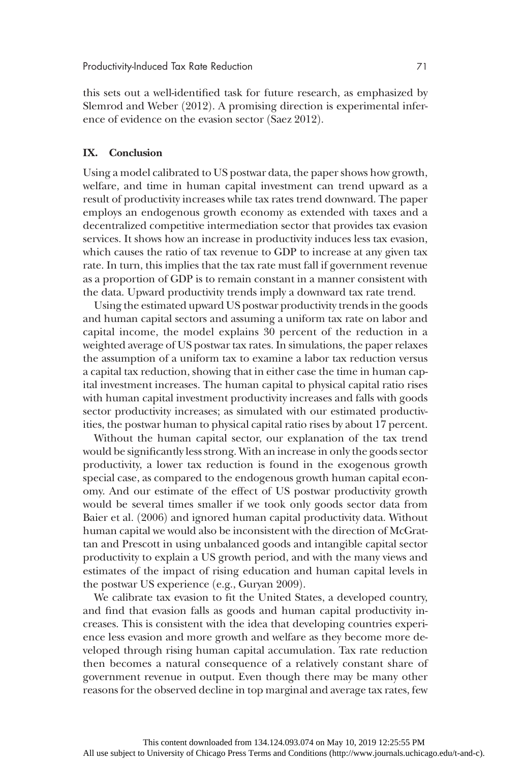this sets out a well-identified task for future research, as emphasized by Slemrod and Weber (2012). A promising direction is experimental inference of evidence on the evasion sector (Saez 2012).

## IX. Conclusion

Using a model calibrated to US postwar data, the paper shows how growth, welfare, and time in human capital investment can trend upward as a result of productivity increases while tax rates trend downward. The paper employs an endogenous growth economy as extended with taxes and a decentralized competitive intermediation sector that provides tax evasion services. It shows how an increase in productivity induces less tax evasion, which causes the ratio of tax revenue to GDP to increase at any given tax rate. In turn, this implies that the tax rate must fall if government revenue as a proportion of GDP is to remain constant in a manner consistent with the data. Upward productivity trends imply a downward tax rate trend.

Using the estimated upward US postwar productivity trends in the goods and human capital sectors and assuming a uniform tax rate on labor and capital income, the model explains 30 percent of the reduction in a weighted average of US postwar tax rates. In simulations, the paper relaxes the assumption of a uniform tax to examine a labor tax reduction versus a capital tax reduction, showing that in either case the time in human capital investment increases. The human capital to physical capital ratio rises with human capital investment productivity increases and falls with goods sector productivity increases; as simulated with our estimated productivities, the postwar human to physical capital ratio rises by about 17 percent.

Without the human capital sector, our explanation of the tax trend would be significantly less strong. With an increase in only the goods sector productivity, a lower tax reduction is found in the exogenous growth special case, as compared to the endogenous growth human capital economy. And our estimate of the effect of US postwar productivity growth would be several times smaller if we took only goods sector data from Baier et al. (2006) and ignored human capital productivity data. Without human capital we would also be inconsistent with the direction of McGrattan and Prescott in using unbalanced goods and intangible capital sector productivity to explain a US growth period, and with the many views and estimates of the impact of rising education and human capital levels in the postwar US experience (e.g., Guryan 2009).

We calibrate tax evasion to fit the United States, a developed country, and find that evasion falls as goods and human capital productivity increases. This is consistent with the idea that developing countries experience less evasion and more growth and welfare as they become more developed through rising human capital accumulation. Tax rate reduction then becomes a natural consequence of a relatively constant share of government revenue in output. Even though there may be many other reasons for the observed decline in top marginal and average tax rates, few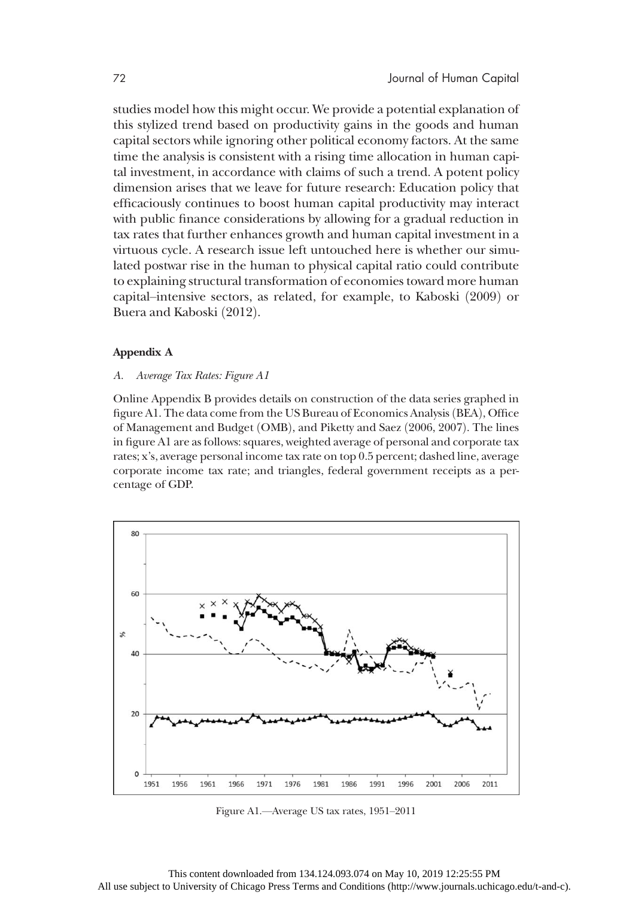studies model how this might occur. We provide a potential explanation of this stylized trend based on productivity gains in the goods and human capital sectors while ignoring other political economy factors. At the same time the analysis is consistent with a rising time allocation in human capital investment, in accordance with claims of such a trend. A potent policy dimension arises that we leave for future research: Education policy that efficaciously continues to boost human capital productivity may interact with public finance considerations by allowing for a gradual reduction in tax rates that further enhances growth and human capital investment in a virtuous cycle. A research issue left untouched here is whether our simulated postwar rise in the human to physical capital ratio could contribute to explaining structural transformation of economies toward more human capital–intensive sectors, as related, for example, to Kaboski (2009) or Buera and Kaboski (2012).

## Appendix A

### *A. Average Tax Rates: Figure A1*

Online Appendix B provides details on construction of the data series graphed in figure A1. The data come from the US Bureau of Economics Analysis (BEA), Office of Management and Budget (OMB), and Piketty and Saez (2006, 2007). The lines in figure A1 are as follows: squares, weighted average of personal and corporate tax rates; x's, average personal income tax rate on top 0.5 percent; dashed line, average corporate income tax rate; and triangles, federal government receipts as a percentage of GDP.

Figure A1.—Average US tax rates, 1951–2011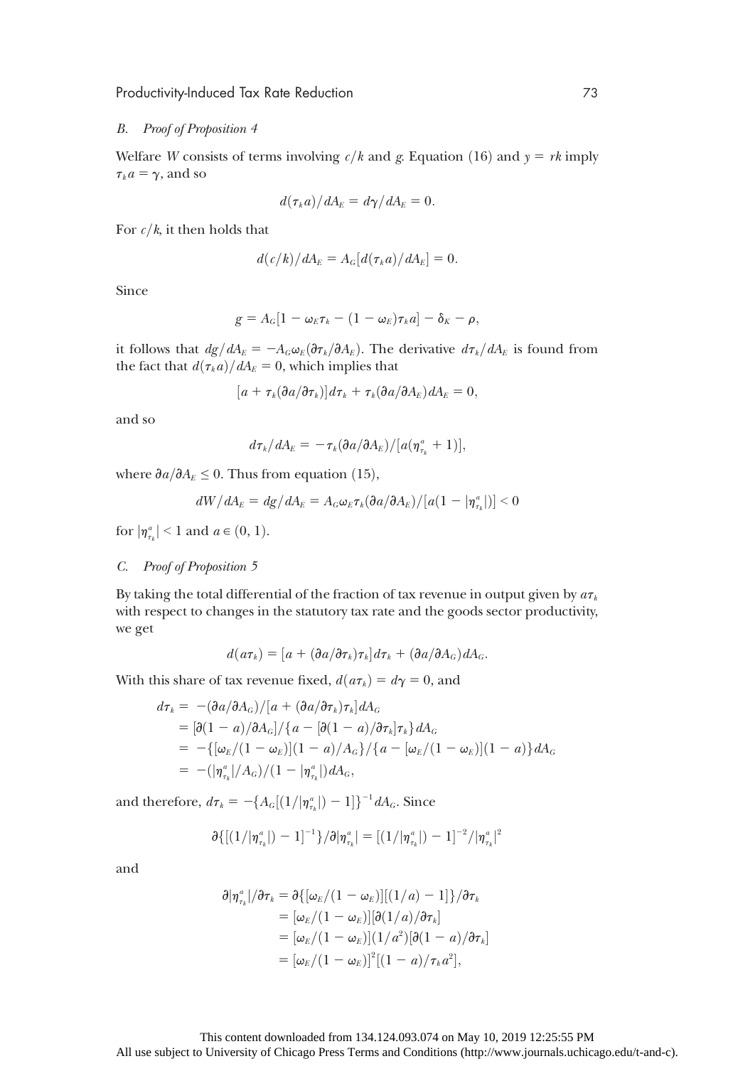### B. *Proof of Proposition 4*

Welfare $W$ consists of terms involving $c/k$ and $g$. Equation (16) and $y = rk$ imply $\tau_k a = \gamma$, and so

$$d(\tau_k a)/dA_E = d\gamma/dA_E = 0.$$

For $c/k$, it then holds that

$$d(c/k)/dA_E = A_G[d(\tau_k a)/dA_E] = 0.$$

Since

$$g = A_G[1 - \omega_E\tau_k - (1 - \omega_E)\tau_k a] - \delta_K - \rho,$$

it follows that $dg/dA_E = -A_G\omega_E(\partial\tau_k/\partial A_E)$. The derivative $d\tau_k/dA_E$ is found from the fact that $d(\tau_k a)/dA_E = 0$, which implies that

$$[a + \tau_k(\partial a/\partial\tau_k)]d\tau_k + \tau_k(\partial a/\partial A_E)dA_E = 0,$$

and so

$$d\tau_k/dA_E = -\tau_k(\partial a/\partial A_E)/[a(\eta^a_{\tau_k} + 1)],$$

where $\partial a/\partial A_E \leq 0$. Thus from equation (15),

$$dW/dA_E = dg/dA_E = A_G\omega_E\tau_k(\partial a/\partial A_E)/[a(1 - |\eta^a_{\tau_k}|)] < 0$$

for $|\eta^a_{\tau_k}| < 1$ and $a \in (0, 1)$.

### C. *Proof of Proposition 5*

By taking the total differential of the fraction of tax revenue in output given by $a\tau_k$ with respect to changes in the statutory tax rate and the goods sector productivity, we get

$$d(a\tau_k) = [a + (\partial a/\partial\tau_k)\tau_k]d\tau_k + (\partial a/\partial A_G)dA_G.$$

With this share of tax revenue fixed, $d(a\tau_k) = d\gamma = 0$, and

$$\begin{aligned}
d\tau_k &= -(\partial a/\partial A_G)/[a + (\partial a/\partial\tau_k)\tau_k]dA_G \\
&= [\partial(1 - a)/\partial A_G]/\{a - [\partial(1 - a)/\partial\tau_k]\tau_k\}dA_G \\
&= -\{[\omega_E/(1 - \omega_E)](1 - a)/A_G\}/\{a - [\omega_E/(1 - \omega_E)](1 - a)\}dA_G \\
&= -(|\eta^a_{\tau_k}|/A_G)/(1 - |\eta^a_{\tau_k}|)dA_G,
\end{aligned}$$

and therefore, $d\tau_k = -\{A_G[(1/|\eta^a_{\tau_k}|) - 1]\}^{-1}dA_G$. Since

$$\partial\{[(1/|\eta^a_{\tau_k}|) - 1]^{-1}\}/\partial|\eta^a_{\tau_k}| = [(1/|\eta^a_{\tau_k}|) - 1]^{-2}/|\eta^a_{\tau_k}|^2$$

and

$$\begin{aligned}
\partial|\eta^a_{\tau_k}|/\partial\tau_k &= \partial\{[\omega_E/(1 - \omega_E)][(1/a) - 1]\}/\partial\tau_k \\
&= [\omega_E/(1 - \omega_E)][\partial(1/a)/\partial\tau_k] \\
&= [\omega_E/(1 - \omega_E)](1/a^2)[\partial(1 - a)/\partial\tau_k] \\
&= [\omega_E/(1 - \omega_E)]^2[(1 - a)/\tau_k a^2],
\end{aligned}$$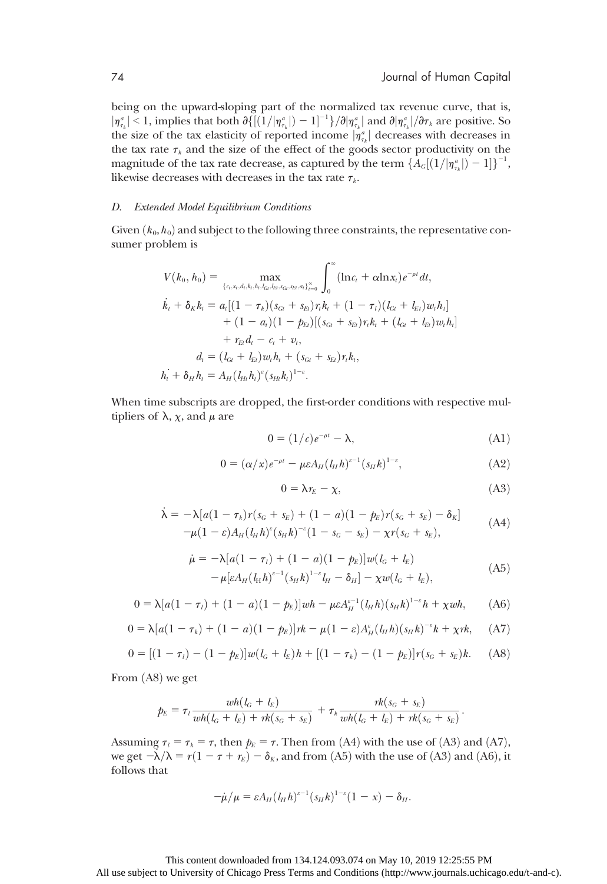being on the upward-sloping part of the normalized tax revenue curve, that is, $|\eta^a_{\tau_k}| < 1$, implies that both $\partial\{[(1/|\eta^a_{\tau_k}|) - 1]^{-1}\}/\partial|\eta^a_{\tau_k}|$ and $\partial|\eta^a_{\tau_k}|/\partial\tau_k$ are positive. So the size of the tax elasticity of reported income $|\eta^a_{\tau_k}|$ decreases with decreases in the tax rate $\tau_k$ and the size of the effect of the goods sector productivity on the magnitude of the tax rate decrease, as captured by the term $\{A_G[(1/|\eta^a_{\tau_k}|) - 1]\}^{-1}$, likewise decreases with decreases in the tax rate $\tau_k$.

### D. *Extended Model Equilibrium Conditions*

Given $(k_0, h_0)$ and subject to the following three constraints, the representative consumer problem is

$$
\begin{aligned}
V(k_0, h_0) &= \max_{\{c_t, x_t, d_t, k_t, h_t, l_{Gt}, l_{Et}, s_{Gt}, s_{Et}, a_t\}_{t=0}^{\infty}} \int_0^\infty (\ln c_t + \alpha \ln x_t) e^{-\rho t} dt, \\
\dot{k}_t + \delta_K k_t &= a_t[(1-\tau_k)(s_{Gt} + s_{Et}) r_t k_t + (1-\tau_l)(l_{Gt} + l_{Et}) w_t h_t] \\
&\quad + (1-a_t)(1-p_{Et})[(s_{Gt} + s_{Et}) r_t k_t + (l_{Gt} + l_{Et}) w_t h_t] \\
&\quad + r_{Et} d_t - c_t + v_t, \\
d_t &= (l_{Gt} + l_{Et}) w_t h_t + (s_{Gt} + s_{Et}) r_t k_t, \\
\dot{h_t} + \delta_H h_t &= A_H (l_{Ht} h_t)^\varepsilon (s_{Ht} k_t)^{1-\varepsilon}.
\end{aligned}
$$

When time subscripts are dropped, the first-order conditions with respective multipliers of $\lambda$, $\chi$, and $\mu$ are

$$
0 = (1/c)e^{-\rho t} - \lambda, \tag{A1}
$$

$$
0 = (\alpha/x)e^{-\rho t} - \mu\varepsilon A_H (l_H h)^{\varepsilon-1} (s_H k)^{1-\varepsilon}, \tag{A2}
$$

$$
0 = \lambda r_E - \chi, \tag{A3}
$$

$$
\begin{aligned}
\dot{\lambda} = &-\lambda[a(1-\tau_k) r(s_G + s_E) + (1-a)(1-p_E) r(s_G + s_E) - \delta_K] \\
&-\mu(1-\varepsilon) A_H (l_H h)^\varepsilon (s_H k)^{-\varepsilon} (1 - s_G - s_E) - \chi r(s_G + s_E),
\end{aligned} \tag{A4}
$$

$$
\begin{aligned}
\dot{\mu} = &-\lambda[a(1-\tau_l) + (1-a)(1-p_E)] w(l_G + l_E) \\
&- \mu[\varepsilon A_H (l_H h)^{\varepsilon-1} (s_H k)^{1-\varepsilon} l_H - \delta_H] - \chi w(l_G + l_E),
\end{aligned} \tag{A5}
$$

$$
0 = \lambda[a(1-\tau_l) + (1-a)(1-p_E)] wh - \mu\varepsilon A_H^{\varepsilon-1} (l_H h)(s_H k)^{1-\varepsilon} h + \chi wh, \tag{A6}
$$

$$
0 = \lambda[a(1-\tau_k) + (1-a)(1-p_E)] rk - \mu(1-\varepsilon) A_H^\varepsilon (l_H h)(s_H k)^{-\varepsilon} k + \chi rk, \tag{A7}
$$

$$
0 = [(1-\tau_l) - (1-p_E)] w(l_G + l_E) h + [(1-\tau_k) - (1-p_E)] r(s_G + s_E) k. \tag{A8}
$$

From (A8) we get

$$
p_E = \tau_l \frac{wh(l_G + l_E)}{wh(l_G + l_E) + rk(s_G + s_E)} + \tau_k \frac{rk(s_G + s_E)}{wh(l_G + l_E) + rk(s_G + s_E)}.
$$

Assuming $\tau_l = \tau_k = \tau$, then $p_E = \tau$. Then from (A4) with the use of (A3) and (A7), we get $-\dot{\lambda}/\lambda = r(1 - \tau + r_E) - \delta_K$, and from (A5) with the use of (A3) and (A6), it follows that

$$
-\dot{\mu}/\mu = \varepsilon A_H (l_H h)^{\varepsilon-1} (s_H k)^{1-\varepsilon} (1 - x) - \delta_H.
$$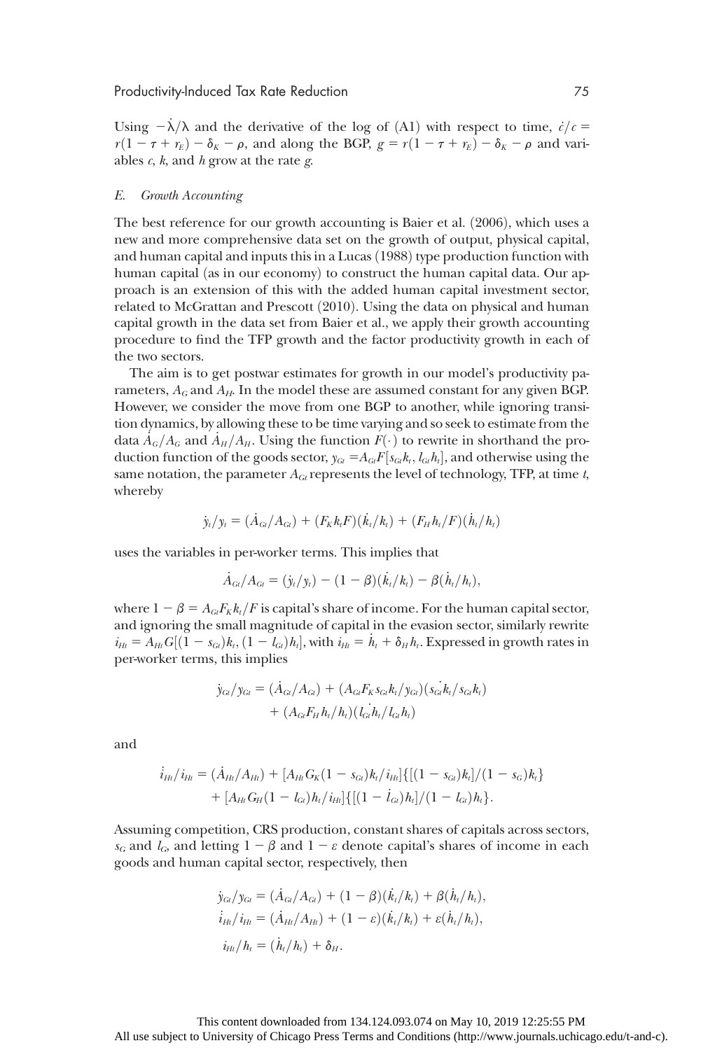Using $-\dot{\lambda}/\lambda$ and the derivative of the log of (A1) with respect to time, $\dot{c}/c = r(1 - \tau + r_E) - \delta_K - \rho$, and along the BGP, $g = r(1 - \tau + r_E) - \delta_K - \rho$ and variables $c$, $k$, and $h$ grow at the rate $g$.

### *E. Growth Accounting*

The best reference for our growth accounting is Baier et al. (2006), which uses a new and more comprehensive data set on the growth of output, physical capital, and human capital and inputs this in a Lucas (1988) type production function with human capital (as in our economy) to construct the human capital data. Our approach is an extension of this with the added human capital investment sector, related to McGrattan and Prescott (2010). Using the data on physical and human capital growth in the data set from Baier et al., we apply their growth accounting procedure to find the TFP growth and the factor productivity growth in each of the two sectors.

The aim is to get postwar estimates for growth in our model's productivity parameters, $A_G$ and $A_H$. In the model these are assumed constant for any given BGP. However, we consider the move from one BGP to another, while ignoring transition dynamics, by allowing these to be time varying and so seek to estimate from the data $\dot{A}_G/A_G$ and $\dot{A}_H/A_H$. Using the function $F(\cdot)$ to rewrite in shorthand the production function of the goods sector, $y_{Gt} = A_{Gt}F[s_{Gt}k_t, l_{Gt}h_t]$, and otherwise using the same notation, the parameter $A_{Gt}$ represents the level of technology, TFP, at time $t$, whereby

$$\dot{y}_t/y_t = (\dot{A}_{Gt}/A_{Gt}) + (F_K k_t F)(\dot{k}_t/k_t) + (F_H h_t/F)(\dot{h}_t/h_t)$$

uses the variables in per-worker terms. This implies that

$$\dot{A}_{Gt}/A_{Gt} = (\dot{y}_t/y_t) - (1 - \beta)(\dot{k}_t/k_t) - \beta(\dot{h}_t/h_t),$$

where $1 - \beta = A_{Gt}F_K k_t/F$ is capital's share of income. For the human capital sector, and ignoring the small magnitude of capital in the evasion sector, similarly rewrite $i_{Ht} = A_{Ht}G[(1 - s_{Gt})k_t, (1 - l_{Gt})h_t]$, with $i_{Ht} = \dot{h}_t + \delta_H h_t$. Expressed in growth rates in per-worker terms, this implies

$$\begin{aligned}\dot{y}_{Gt}/y_{Gt} = {} & (\dot{A}_{Gt}/A_{Gt}) + (A_{Gt}F_K s_{Gt}k_t/y_{Gt})(\dot{\overline{s_{Gt}k_t}}/s_{Gt}k_t) \\ & + (A_{Gt}F_H h_t/h_t)(\dot{\overline{l_{Gt}h_t}}/l_{Gt}h_t)\end{aligned}$$

and

$$\begin{aligned}\dot{i}_{Ht}/i_{Ht} = {} & (\dot{A}_{Ht}/A_{Ht}) + [A_{Ht}G_K(1 - s_{Gt})k_t/i_{Ht}]\{[(1 - s_{Gt})\dot{k}_t]/(1 - s_G)k_t\} \\ & + [A_{Ht}G_H(1 - l_{Gt})h_t/i_{Ht}]\{[(1 - \dot{l}_{Gt})h_t]/(1 - l_{Gt})h_t\}.\end{aligned}$$

Assuming competition, CRS production, constant shares of capitals across sectors, $s_G$ and $l_G$, and letting $1 - \beta$ and $1 - \varepsilon$ denote capital's shares of income in each goods and human capital sector, respectively, then

$$\begin{aligned}\dot{y}_{Gt}/y_{Gt} &= (\dot{A}_{Gt}/A_{Gt}) + (1 - \beta)(\dot{k}_t/k_t) + \beta(\dot{h}_t/h_t), \\ \dot{i}_{Ht}/i_{Ht} &= (\dot{A}_{Ht}/A_{Ht}) + (1 - \varepsilon)(\dot{k}_t/k_t) + \varepsilon(\dot{h}_t/h_t), \\ i_{Ht}/h_t &= (\dot{h}_t/h_t) + \delta_H.\end{aligned}$$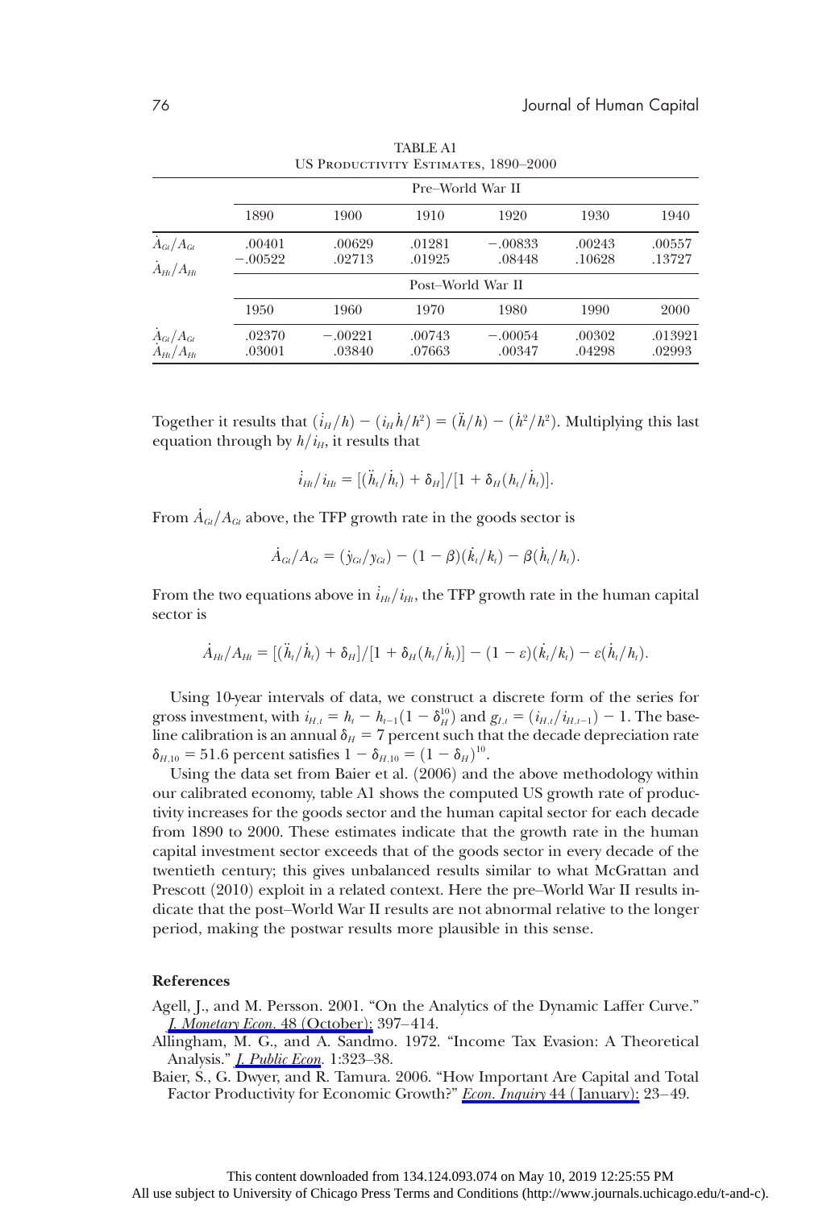TABLE A1
US Productivity Estimates, 1890–2000

| | Pre–World War II | | | | | |
|---|---|---|---|---|---|---|
| | 1890 | 1900 | 1910 | 1920 | 1930 | 1940 |
| $\dot{A}_{Gt}/A_{Gt}$ | .00401 | .00629 | .01281 | −.00833 | .00243 | .00557 |
| $\dot{A}_{Ht}/A_{Ht}$ | −.00522 | .02713 | .01925 | .08448 | .10628 | .13727 |
| | Post–World War II | | | | | |
| | 1950 | 1960 | 1970 | 1980 | 1990 | 2000 |
| $\dot{A}_{Gt}/A_{Gt}$ | .02370 | −.00221 | .00743 | −.00054 | .00302 | .013921 |
| $\dot{A}_{Ht}/A_{Ht}$ | .03001 | .03840 | .07663 | .00347 | .04298 | .02993 |

Together it results that $(\dot{i}_H/h) - (i_H\dot{h}/h^2) = (\ddot{h}/h) - (\dot{h}^2/h^2)$. Multiplying this last equation through by $h/i_H$, it results that

$$\dot{i}_{Ht}/i_{Ht} = [(\ddot{h}_t/\dot{h}_t) + \delta_H]/[1 + \delta_H(h_t/\dot{h}_t)].$$

From $\dot{A}_{Gt}/A_{Gt}$ above, the TFP growth rate in the goods sector is

$$\dot{A}_{Gt}/A_{Gt} = (\dot{y}_{Gt}/y_{Gt}) - (1-\beta)(\dot{k}_t/k_t) - \beta(\dot{h}_t/h_t).$$

From the two equations above in $\dot{i}_{Ht}/i_{Ht}$, the TFP growth rate in the human capital sector is

$$\dot{A}_{Ht}/A_{Ht} = [(\ddot{h}_t/\dot{h}_t) + \delta_H]/[1 + \delta_H(h_t/\dot{h}_t)] - (1-\varepsilon)(\dot{k}_t/k_t) - \varepsilon(\dot{h}_t/h_t).$$

Using 10-year intervals of data, we construct a discrete form of the series for gross investment, with $i_{H,t} = h_t - h_{t-1}(1-\delta_H^{10})$ and $g_{I,t} = (i_{H,t}/i_{H,t-1}) - 1$. The baseline calibration is an annual $\delta_H = 7$ percent such that the decade depreciation rate $\delta_{H,10} = 51.6$ percent satisfies $1 - \delta_{H,10} = (1-\delta_H)^{10}$.

Using the data set from Baier et al. (2006) and the above methodology within our calibrated economy, table A1 shows the computed US growth rate of productivity increases for the goods sector and the human capital sector for each decade from 1890 to 2000. These estimates indicate that the growth rate in the human capital investment sector exceeds that of the goods sector in every decade of the twentieth century; this gives unbalanced results similar to what McGrattan and Prescott (2010) exploit in a related context. Here the pre–World War II results indicate that the post–World War II results are not abnormal relative to the longer period, making the postwar results more plausible in this sense.

## References

Agell, J., and M. Persson. 2001. "On the Analytics of the Dynamic Laffer Curve." *J. Monetary Econ.* 48 (October): 397–414.

Allingham, M. G., and A. Sandmo. 1972. "Income Tax Evasion: A Theoretical Analysis." *J. Public Econ.* 1:323–38.

Baier, S., G. Dwyer, and R. Tamura. 2006. "How Important Are Capital and Total Factor Productivity for Economic Growth?" *Econ. Inquiry* 44 (January): 23–49.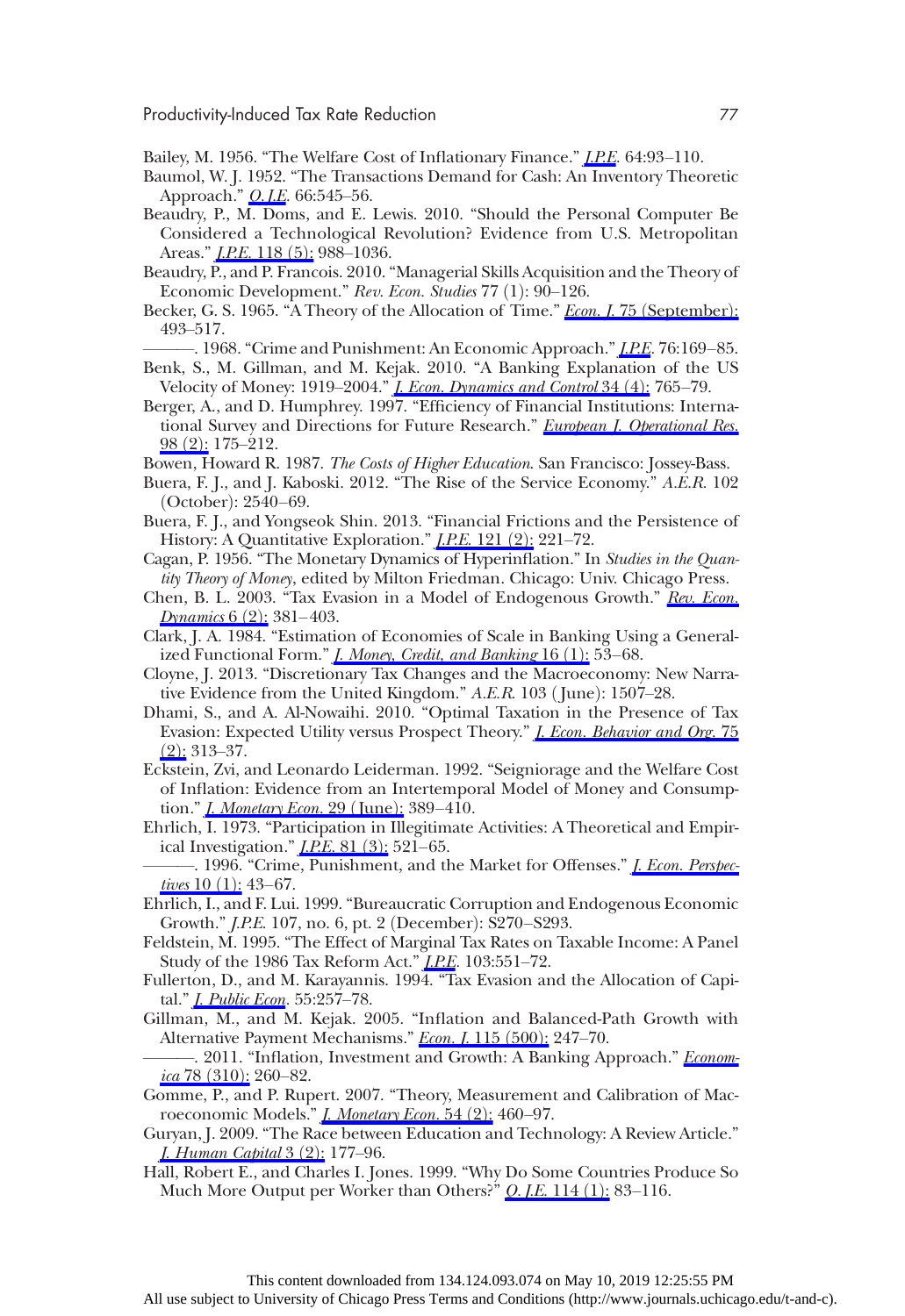Bailey, M. 1956. "The Welfare Cost of Inflationary Finance." *J.P.E.* 64:93–110.

Baumol, W. J. 1952. "The Transactions Demand for Cash: An Inventory Theoretic Approach." *Q.J.E.* 66:545–56.

Beaudry, P., M. Doms, and E. Lewis. 2010. "Should the Personal Computer Be Considered a Technological Revolution? Evidence from U.S. Metropolitan Areas." *J.P.E.* 118 (5): 988–1036.

Beaudry, P., and P. Francois. 2010. "Managerial Skills Acquisition and the Theory of Economic Development." *Rev. Econ. Studies* 77 (1): 90–126.

Becker, G. S. 1965. "A Theory of the Allocation of Time." *Econ. J.* 75 (September): 493–517.

———. 1968. "Crime and Punishment: An Economic Approach." *J.P.E.* 76:169–85.

Benk, S., M. Gillman, and M. Kejak. 2010. "A Banking Explanation of the US Velocity of Money: 1919–2004." *J. Econ. Dynamics and Control* 34 (4): 765–79.

Berger, A., and D. Humphrey. 1997. "Efficiency of Financial Institutions: International Survey and Directions for Future Research." *European J. Operational Res.* 98 (2): 175–212.

Bowen, Howard R. 1987. *The Costs of Higher Education.* San Francisco: Jossey-Bass.

Buera, F. J., and J. Kaboski. 2012. "The Rise of the Service Economy." *A.E.R.* 102 (October): 2540–69.

Buera, F. J., and Yongseok Shin. 2013. "Financial Frictions and the Persistence of History: A Quantitative Exploration." *J.P.E.* 121 (2): 221–72.

Cagan, P. 1956. "The Monetary Dynamics of Hyperinflation." In *Studies in the Quantity Theory of Money*, edited by Milton Friedman. Chicago: Univ. Chicago Press.

Chen, B. L. 2003. "Tax Evasion in a Model of Endogenous Growth." *Rev. Econ. Dynamics* 6 (2): 381–403.

Clark, J. A. 1984. "Estimation of Economies of Scale in Banking Using a Generalized Functional Form." *J. Money, Credit, and Banking* 16 (1): 53–68.

Cloyne, J. 2013. "Discretionary Tax Changes and the Macroeconomy: New Narrative Evidence from the United Kingdom." *A.E.R.* 103 (June): 1507–28.

Dhami, S., and A. Al-Nowaihi. 2010. "Optimal Taxation in the Presence of Tax Evasion: Expected Utility versus Prospect Theory." *J. Econ. Behavior and Org.* 75 (2): 313–37.

Eckstein, Zvi, and Leonardo Leiderman. 1992. "Seigniorage and the Welfare Cost of Inflation: Evidence from an Intertemporal Model of Money and Consumption." *J. Monetary Econ.* 29 (June): 389–410.

Ehrlich, I. 1973. "Participation in Illegitimate Activities: A Theoretical and Empirical Investigation." *J.P.E.* 81 (3): 521–65.

———. 1996. "Crime, Punishment, and the Market for Offenses." *J. Econ. Perspectives* 10 (1): 43–67.

Ehrlich, I., and F. Lui. 1999. "Bureaucratic Corruption and Endogenous Economic Growth." *J.P.E.* 107, no. 6, pt. 2 (December): S270–S293.

Feldstein, M. 1995. "The Effect of Marginal Tax Rates on Taxable Income: A Panel Study of the 1986 Tax Reform Act." *J.P.E.* 103:551–72.

Fullerton, D., and M. Karayannis. 1994. "Tax Evasion and the Allocation of Capital." *J. Public Econ.* 55:257–78.

Gillman, M., and M. Kejak. 2005. "Inflation and Balanced-Path Growth with Alternative Payment Mechanisms." *Econ. J.* 115 (500): 247–70.

———. 2011. "Inflation, Investment and Growth: A Banking Approach." *Economica* 78 (310): 260–82.

Gomme, P., and P. Rupert. 2007. "Theory, Measurement and Calibration of Macroeconomic Models." *J. Monetary Econ.* 54 (2): 460–97.

Guryan, J. 2009. "The Race between Education and Technology: A Review Article." *J. Human Capital* 3 (2): 177–96.

Hall, Robert E., and Charles I. Jones. 1999. "Why Do Some Countries Produce So Much More Output per Worker than Others?" *Q.J.E.* 114 (1): 83–116.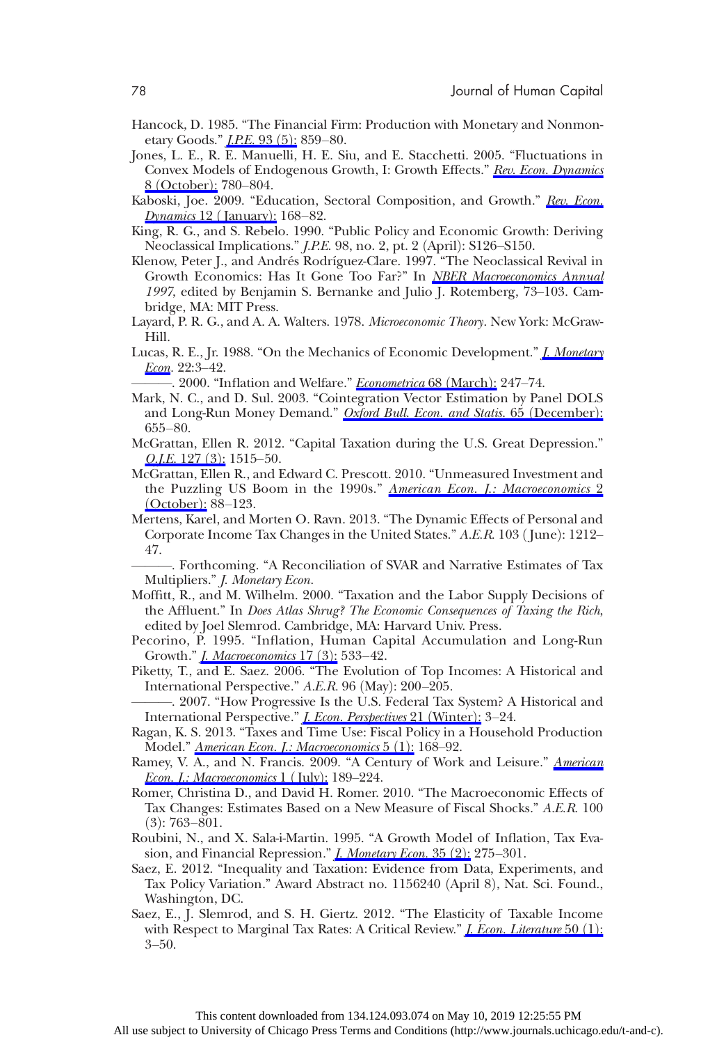Hancock, D. 1985. "The Financial Firm: Production with Monetary and Nonmonetary Goods." *J.P.E.* 93 (5): 859–80.

Jones, L. E., R. E. Manuelli, H. E. Siu, and E. Stacchetti. 2005. "Fluctuations in Convex Models of Endogenous Growth, I: Growth Effects." *Rev. Econ. Dynamics* 8 (October): 780–804.

Kaboski, Joe. 2009. "Education, Sectoral Composition, and Growth." *Rev. Econ. Dynamics* 12 (January): 168–82.

King, R. G., and S. Rebelo. 1990. "Public Policy and Economic Growth: Deriving Neoclassical Implications." *J.P.E.* 98, no. 2, pt. 2 (April): S126–S150.

Klenow, Peter J., and Andrés Rodríguez-Clare. 1997. "The Neoclassical Revival in Growth Economics: Has It Gone Too Far?" In *NBER Macroeconomics Annual 1997*, edited by Benjamin S. Bernanke and Julio J. Rotemberg, 73–103. Cambridge, MA: MIT Press.

Layard, P. R. G., and A. A. Walters. 1978. *Microeconomic Theory*. New York: McGraw-Hill.

Lucas, R. E., Jr. 1988. "On the Mechanics of Economic Development." *J. Monetary Econ*. 22:3–42.

———. 2000. "Inflation and Welfare." *Econometrica* 68 (March): 247–74.

Mark, N. C., and D. Sul. 2003. "Cointegration Vector Estimation by Panel DOLS and Long-Run Money Demand." *Oxford Bull. Econ. and Statis.* 65 (December): 655–80.

McGrattan, Ellen R. 2012. "Capital Taxation during the U.S. Great Depression." *Q.J.E.* 127 (3): 1515–50.

McGrattan, Ellen R., and Edward C. Prescott. 2010. "Unmeasured Investment and the Puzzling US Boom in the 1990s." *American Econ. J.: Macroeconomics* 2 (October): 88–123.

Mertens, Karel, and Morten O. Ravn. 2013. "The Dynamic Effects of Personal and Corporate Income Tax Changes in the United States." *A.E.R.* 103 (June): 1212–47.

———. Forthcoming. "A Reconciliation of SVAR and Narrative Estimates of Tax Multipliers." *J. Monetary Econ.*

Moffitt, R., and M. Wilhelm. 2000. "Taxation and the Labor Supply Decisions of the Affluent." In *Does Atlas Shrug? The Economic Consequences of Taxing the Rich*, edited by Joel Slemrod. Cambridge, MA: Harvard Univ. Press.

Pecorino, P. 1995. "Inflation, Human Capital Accumulation and Long-Run Growth." *J. Macroeconomics* 17 (3): 533–42.

Piketty, T., and E. Saez. 2006. "The Evolution of Top Incomes: A Historical and International Perspective." *A.E.R.* 96 (May): 200–205.

———. 2007. "How Progressive Is the U.S. Federal Tax System? A Historical and International Perspective." *J. Econ. Perspectives* 21 (Winter): 3–24.

Ragan, K. S. 2013. "Taxes and Time Use: Fiscal Policy in a Household Production Model." *American Econ. J.: Macroeconomics* 5 (1): 168–92.

Ramey, V. A., and N. Francis. 2009. "A Century of Work and Leisure." *American Econ. J.: Macroeconomics* 1 (July): 189–224.

Romer, Christina D., and David H. Romer. 2010. "The Macroeconomic Effects of Tax Changes: Estimates Based on a New Measure of Fiscal Shocks." *A.E.R.* 100 (3): 763–801.

Roubini, N., and X. Sala-i-Martin. 1995. "A Growth Model of Inflation, Tax Evasion, and Financial Repression." *J. Monetary Econ.* 35 (2): 275–301.

Saez, E. 2012. "Inequality and Taxation: Evidence from Data, Experiments, and Tax Policy Variation." Award Abstract no. 1156240 (April 8), Nat. Sci. Found., Washington, DC.

Saez, E., J. Slemrod, and S. H. Giertz. 2012. "The Elasticity of Taxable Income with Respect to Marginal Tax Rates: A Critical Review." *J. Econ. Literature* 50 (1): 3–50.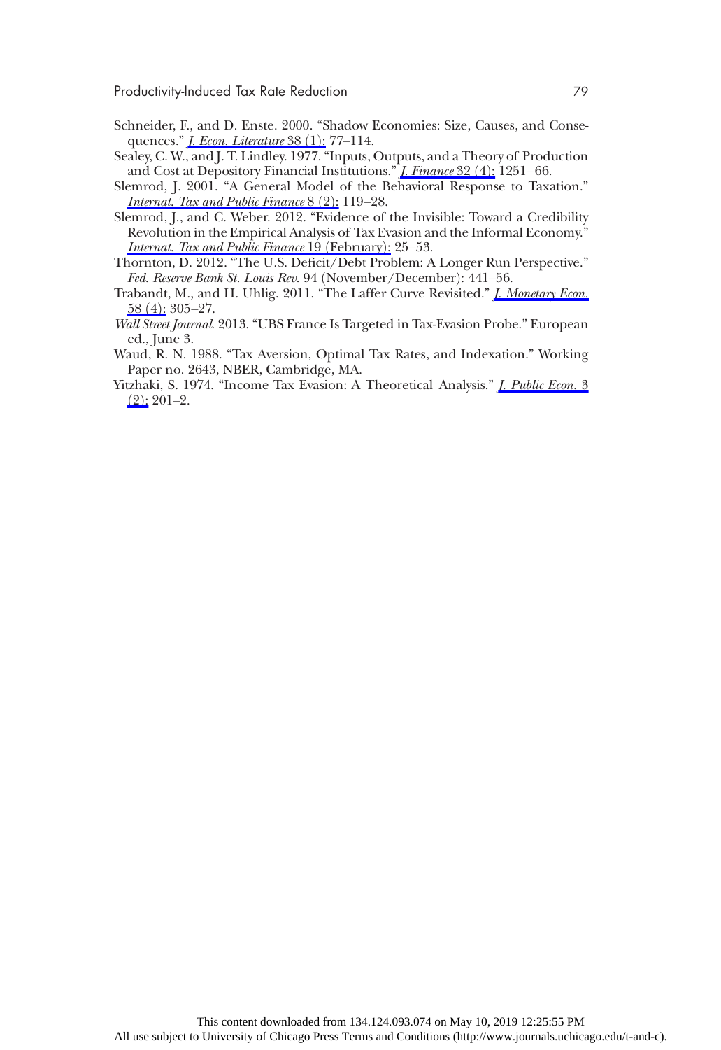Schneider, F., and D. Enste. 2000. "Shadow Economies: Size, Causes, and Consequences." *J. Econ. Literature* 38 (1): 77–114.

Sealey, C. W., and J. T. Lindley. 1977. "Inputs, Outputs, and a Theory of Production and Cost at Depository Financial Institutions." *J. Finance* 32 (4): 1251–66.

Slemrod, J. 2001. "A General Model of the Behavioral Response to Taxation." *Internat. Tax and Public Finance* 8 (2): 119–28.

Slemrod, J., and C. Weber. 2012. "Evidence of the Invisible: Toward a Credibility Revolution in the Empirical Analysis of Tax Evasion and the Informal Economy." *Internat. Tax and Public Finance* 19 (February): 25–53.

Thornton, D. 2012. "The U.S. Deficit/Debt Problem: A Longer Run Perspective." *Fed. Reserve Bank St. Louis Rev.* 94 (November/December): 441–56.

Trabandt, M., and H. Uhlig. 2011. "The Laffer Curve Revisited." *J. Monetary Econ.* 58 (4): 305–27.

*Wall Street Journal*. 2013. "UBS France Is Targeted in Tax-Evasion Probe." European ed., June 3.

Waud, R. N. 1988. "Tax Aversion, Optimal Tax Rates, and Indexation." Working Paper no. 2643, NBER, Cambridge, MA.

Yitzhaki, S. 1974. "Income Tax Evasion: A Theoretical Analysis." *J. Public Econ.* 3 (2): 201–2.